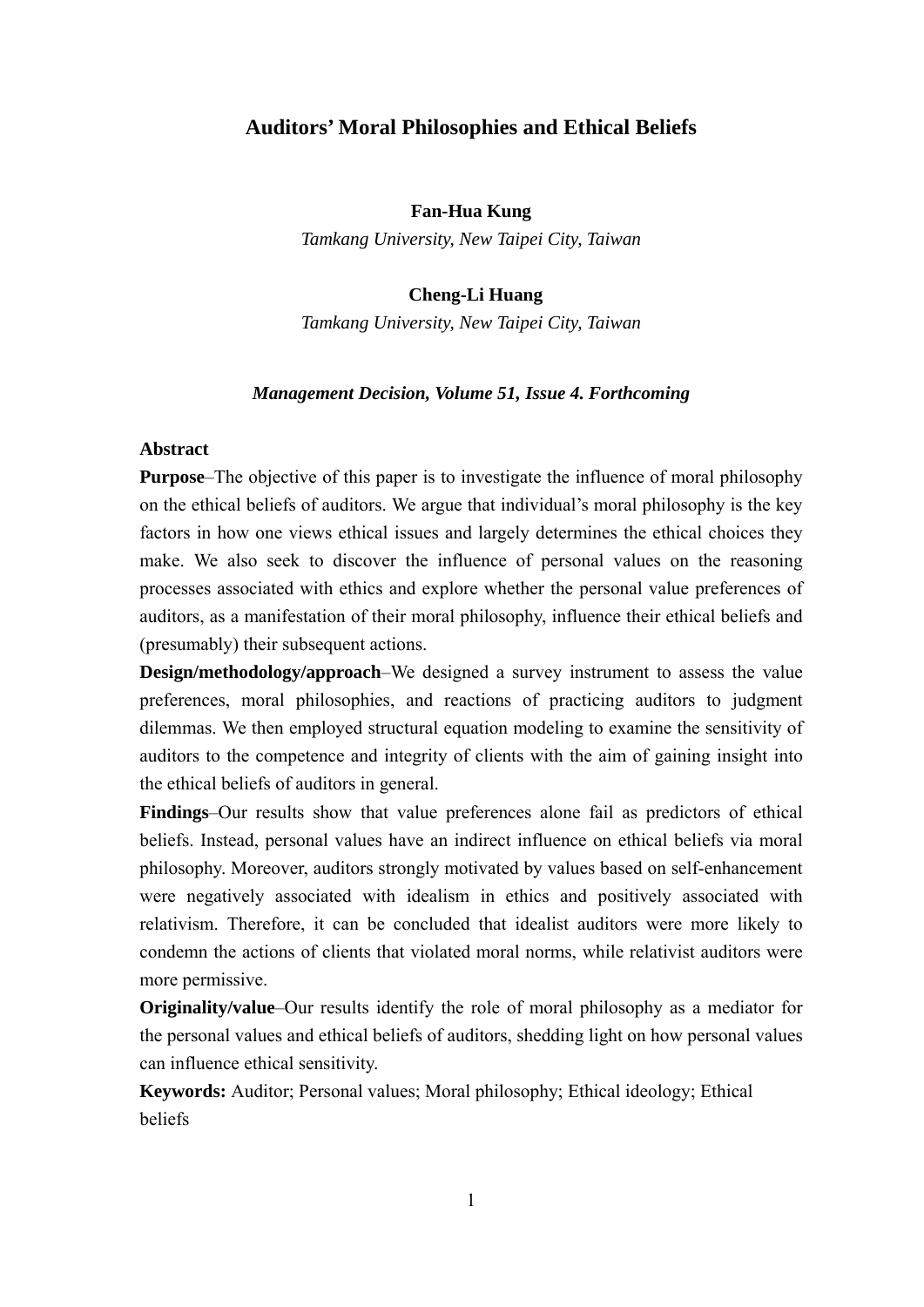# Auditors' Moral Philosophies and Ethical Beliefs

**Fan-Hua Kung**

*Tamkang University, New Taipei City, Taiwan*

**Cheng-Li Huang**

*Tamkang University, New Taipei City, Taiwan*

***Management Decision, Volume 51, Issue 4. Forthcoming***

**Abstract**

**Purpose**–The objective of this paper is to investigate the influence of moral philosophy on the ethical beliefs of auditors. We argue that individual's moral philosophy is the key factors in how one views ethical issues and largely determines the ethical choices they make. We also seek to discover the influence of personal values on the reasoning processes associated with ethics and explore whether the personal value preferences of auditors, as a manifestation of their moral philosophy, influence their ethical beliefs and (presumably) their subsequent actions.

**Design/methodology/approach**–We designed a survey instrument to assess the value preferences, moral philosophies, and reactions of practicing auditors to judgment dilemmas. We then employed structural equation modeling to examine the sensitivity of auditors to the competence and integrity of clients with the aim of gaining insight into the ethical beliefs of auditors in general.

**Findings**–Our results show that value preferences alone fail as predictors of ethical beliefs. Instead, personal values have an indirect influence on ethical beliefs via moral philosophy. Moreover, auditors strongly motivated by values based on self-enhancement were negatively associated with idealism in ethics and positively associated with relativism. Therefore, it can be concluded that idealist auditors were more likely to condemn the actions of clients that violated moral norms, while relativist auditors were more permissive.

**Originality/value**–Our results identify the role of moral philosophy as a mediator for the personal values and ethical beliefs of auditors, shedding light on how personal values can influence ethical sensitivity.

**Keywords:** Auditor; Personal values; Moral philosophy; Ethical ideology; Ethical beliefs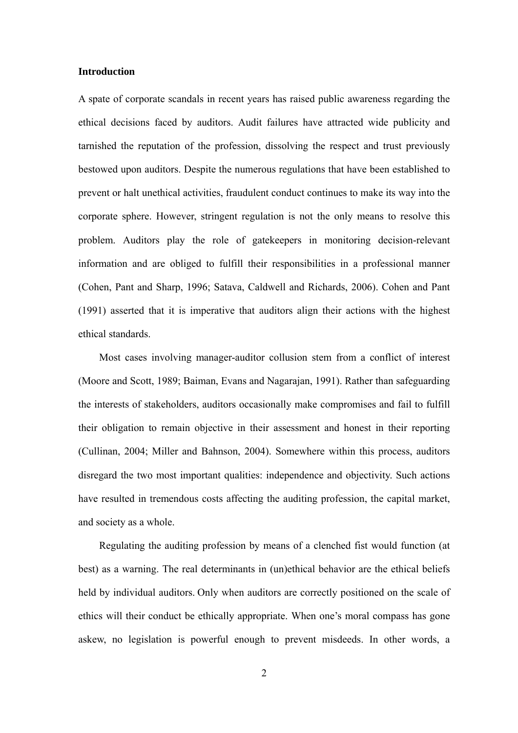## Introduction

A spate of corporate scandals in recent years has raised public awareness regarding the ethical decisions faced by auditors. Audit failures have attracted wide publicity and tarnished the reputation of the profession, dissolving the respect and trust previously bestowed upon auditors. Despite the numerous regulations that have been established to prevent or halt unethical activities, fraudulent conduct continues to make its way into the corporate sphere. However, stringent regulation is not the only means to resolve this problem. Auditors play the role of gatekeepers in monitoring decision-relevant information and are obliged to fulfill their responsibilities in a professional manner (Cohen, Pant and Sharp, 1996; Satava, Caldwell and Richards, 2006). Cohen and Pant (1991) asserted that it is imperative that auditors align their actions with the highest ethical standards.

Most cases involving manager-auditor collusion stem from a conflict of interest (Moore and Scott, 1989; Baiman, Evans and Nagarajan, 1991). Rather than safeguarding the interests of stakeholders, auditors occasionally make compromises and fail to fulfill their obligation to remain objective in their assessment and honest in their reporting (Cullinan, 2004; Miller and Bahnson, 2004). Somewhere within this process, auditors disregard the two most important qualities: independence and objectivity. Such actions have resulted in tremendous costs affecting the auditing profession, the capital market, and society as a whole.

Regulating the auditing profession by means of a clenched fist would function (at best) as a warning. The real determinants in (un)ethical behavior are the ethical beliefs held by individual auditors. Only when auditors are correctly positioned on the scale of ethics will their conduct be ethically appropriate. When one's moral compass has gone askew, no legislation is powerful enough to prevent misdeeds. In other words, a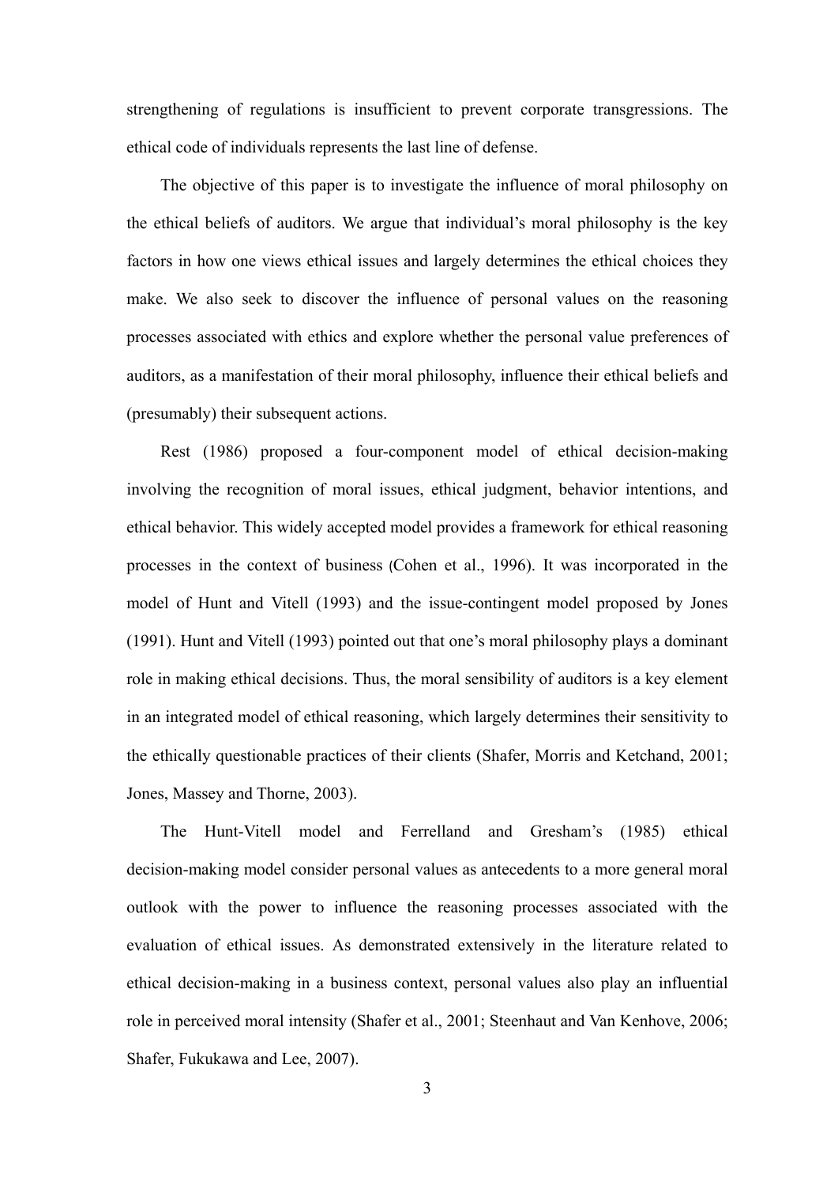strengthening of regulations is insufficient to prevent corporate transgressions. The ethical code of individuals represents the last line of defense.

The objective of this paper is to investigate the influence of moral philosophy on the ethical beliefs of auditors. We argue that individual's moral philosophy is the key factors in how one views ethical issues and largely determines the ethical choices they make. We also seek to discover the influence of personal values on the reasoning processes associated with ethics and explore whether the personal value preferences of auditors, as a manifestation of their moral philosophy, influence their ethical beliefs and (presumably) their subsequent actions.

Rest (1986) proposed a four-component model of ethical decision-making involving the recognition of moral issues, ethical judgment, behavior intentions, and ethical behavior. This widely accepted model provides a framework for ethical reasoning processes in the context of business (Cohen et al., 1996). It was incorporated in the model of Hunt and Vitell (1993) and the issue-contingent model proposed by Jones (1991). Hunt and Vitell (1993) pointed out that one's moral philosophy plays a dominant role in making ethical decisions. Thus, the moral sensibility of auditors is a key element in an integrated model of ethical reasoning, which largely determines their sensitivity to the ethically questionable practices of their clients (Shafer, Morris and Ketchand, 2001; Jones, Massey and Thorne, 2003).

The Hunt-Vitell model and Ferrelland and Gresham's (1985) ethical decision-making model consider personal values as antecedents to a more general moral outlook with the power to influence the reasoning processes associated with the evaluation of ethical issues. As demonstrated extensively in the literature related to ethical decision-making in a business context, personal values also play an influential role in perceived moral intensity (Shafer et al., 2001; Steenhaut and Van Kenhove, 2006; Shafer, Fukukawa and Lee, 2007).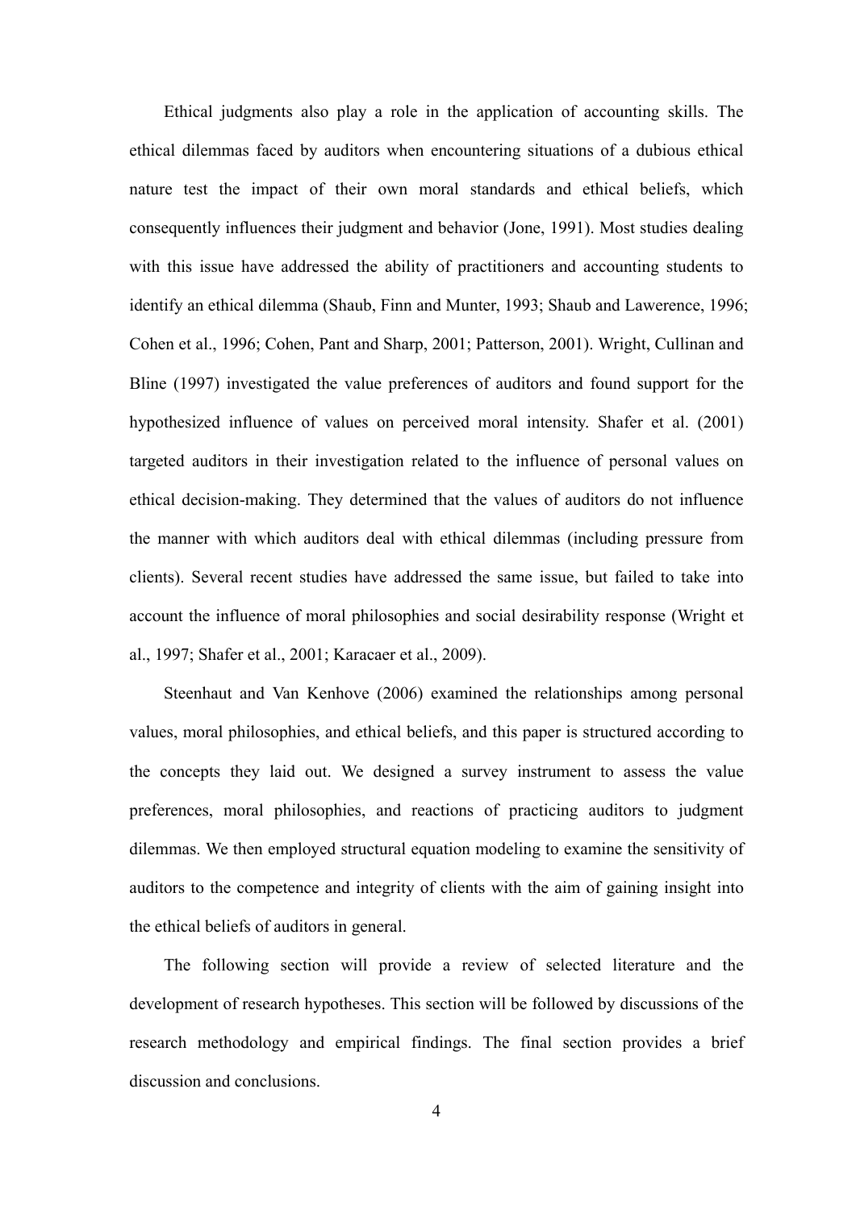Ethical judgments also play a role in the application of accounting skills. The ethical dilemmas faced by auditors when encountering situations of a dubious ethical nature test the impact of their own moral standards and ethical beliefs, which consequently influences their judgment and behavior (Jone, 1991). Most studies dealing with this issue have addressed the ability of practitioners and accounting students to identify an ethical dilemma (Shaub, Finn and Munter, 1993; Shaub and Lawerence, 1996; Cohen et al., 1996; Cohen, Pant and Sharp, 2001; Patterson, 2001). Wright, Cullinan and Bline (1997) investigated the value preferences of auditors and found support for the hypothesized influence of values on perceived moral intensity. Shafer et al. (2001) targeted auditors in their investigation related to the influence of personal values on ethical decision-making. They determined that the values of auditors do not influence the manner with which auditors deal with ethical dilemmas (including pressure from clients). Several recent studies have addressed the same issue, but failed to take into account the influence of moral philosophies and social desirability response (Wright et al., 1997; Shafer et al., 2001; Karacaer et al., 2009).

Steenhaut and Van Kenhove (2006) examined the relationships among personal values, moral philosophies, and ethical beliefs, and this paper is structured according to the concepts they laid out. We designed a survey instrument to assess the value preferences, moral philosophies, and reactions of practicing auditors to judgment dilemmas. We then employed structural equation modeling to examine the sensitivity of auditors to the competence and integrity of clients with the aim of gaining insight into the ethical beliefs of auditors in general.

The following section will provide a review of selected literature and the development of research hypotheses. This section will be followed by discussions of the research methodology and empirical findings. The final section provides a brief discussion and conclusions.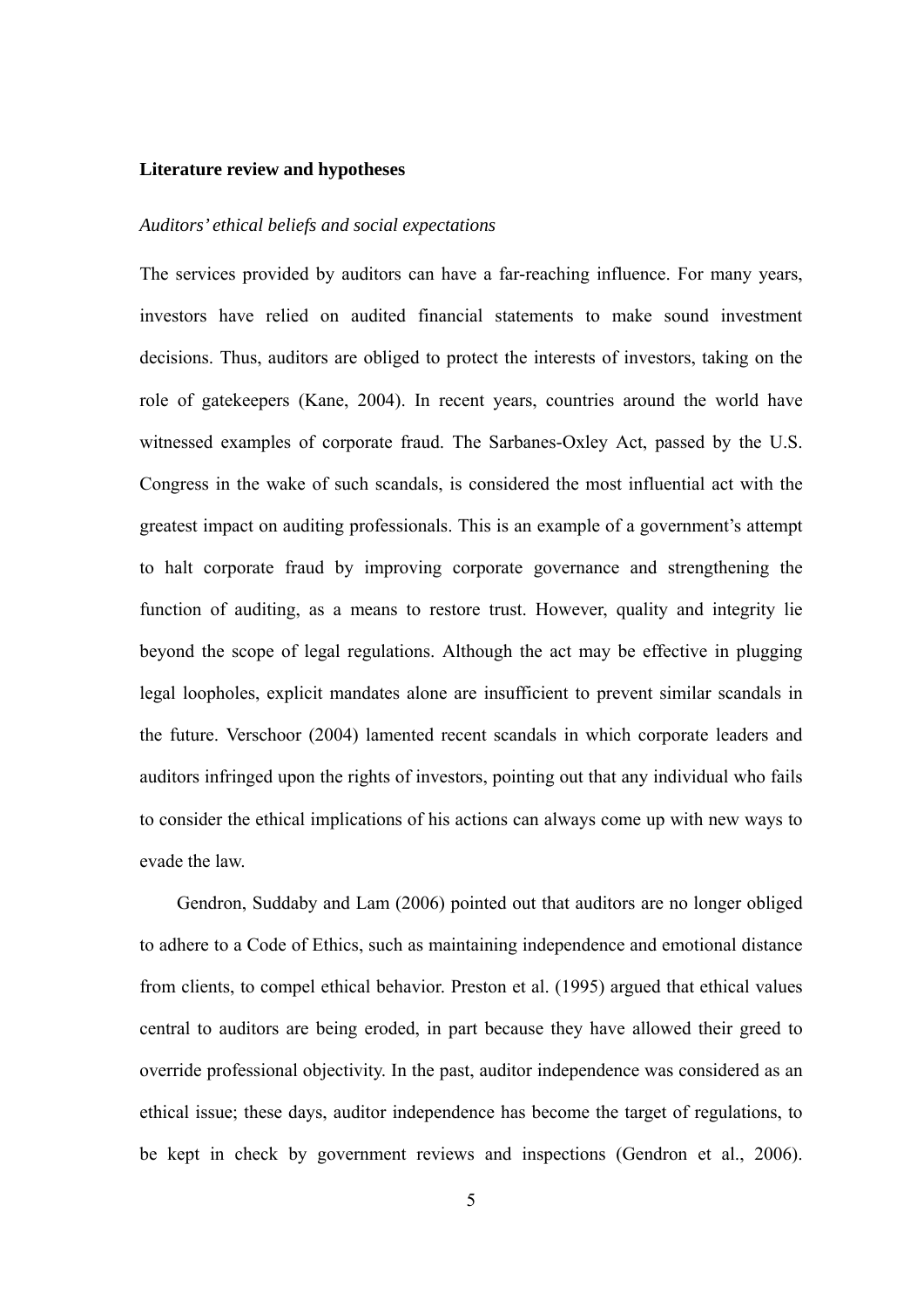## Literature review and hypotheses

### *Auditors' ethical beliefs and social expectations*

The services provided by auditors can have a far-reaching influence. For many years, investors have relied on audited financial statements to make sound investment decisions. Thus, auditors are obliged to protect the interests of investors, taking on the role of gatekeepers (Kane, 2004). In recent years, countries around the world have witnessed examples of corporate fraud. The Sarbanes-Oxley Act, passed by the U.S. Congress in the wake of such scandals, is considered the most influential act with the greatest impact on auditing professionals. This is an example of a government's attempt to halt corporate fraud by improving corporate governance and strengthening the function of auditing, as a means to restore trust. However, quality and integrity lie beyond the scope of legal regulations. Although the act may be effective in plugging legal loopholes, explicit mandates alone are insufficient to prevent similar scandals in the future. Verschoor (2004) lamented recent scandals in which corporate leaders and auditors infringed upon the rights of investors, pointing out that any individual who fails to consider the ethical implications of his actions can always come up with new ways to evade the law.

Gendron, Suddaby and Lam (2006) pointed out that auditors are no longer obliged to adhere to a Code of Ethics, such as maintaining independence and emotional distance from clients, to compel ethical behavior. Preston et al. (1995) argued that ethical values central to auditors are being eroded, in part because they have allowed their greed to override professional objectivity. In the past, auditor independence was considered as an ethical issue; these days, auditor independence has become the target of regulations, to be kept in check by government reviews and inspections (Gendron et al., 2006).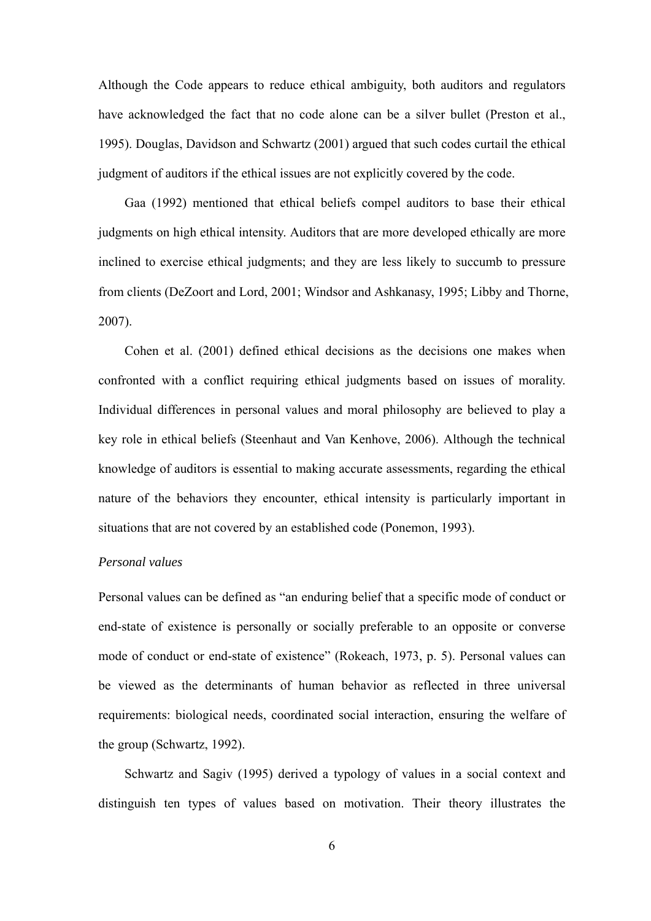Although the Code appears to reduce ethical ambiguity, both auditors and regulators have acknowledged the fact that no code alone can be a silver bullet (Preston et al., 1995). Douglas, Davidson and Schwartz (2001) argued that such codes curtail the ethical judgment of auditors if the ethical issues are not explicitly covered by the code.

Gaa (1992) mentioned that ethical beliefs compel auditors to base their ethical judgments on high ethical intensity. Auditors that are more developed ethically are more inclined to exercise ethical judgments; and they are less likely to succumb to pressure from clients (DeZoort and Lord, 2001; Windsor and Ashkanasy, 1995; Libby and Thorne, 2007).

Cohen et al. (2001) defined ethical decisions as the decisions one makes when confronted with a conflict requiring ethical judgments based on issues of morality. Individual differences in personal values and moral philosophy are believed to play a key role in ethical beliefs (Steenhaut and Van Kenhove, 2006). Although the technical knowledge of auditors is essential to making accurate assessments, regarding the ethical nature of the behaviors they encounter, ethical intensity is particularly important in situations that are not covered by an established code (Ponemon, 1993).

*Personal values*

Personal values can be defined as "an enduring belief that a specific mode of conduct or end-state of existence is personally or socially preferable to an opposite or converse mode of conduct or end-state of existence" (Rokeach, 1973, p. 5). Personal values can be viewed as the determinants of human behavior as reflected in three universal requirements: biological needs, coordinated social interaction, ensuring the welfare of the group (Schwartz, 1992).

Schwartz and Sagiv (1995) derived a typology of values in a social context and distinguish ten types of values based on motivation. Their theory illustrates the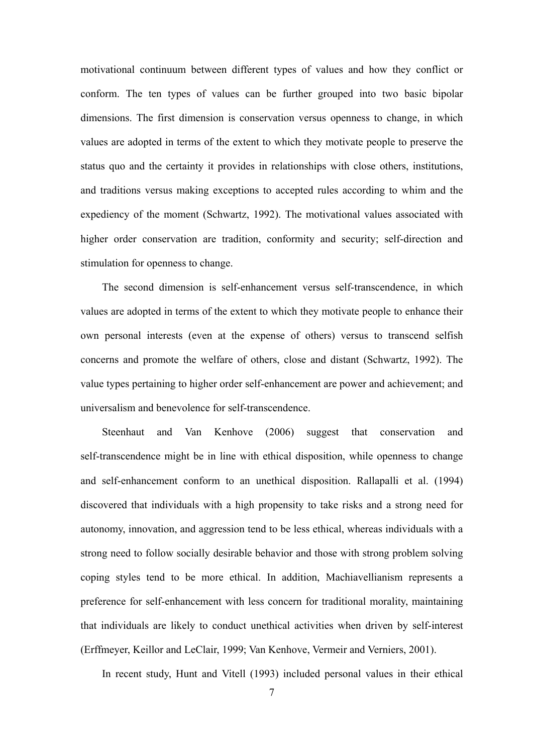motivational continuum between different types of values and how they conflict or conform. The ten types of values can be further grouped into two basic bipolar dimensions. The first dimension is conservation versus openness to change, in which values are adopted in terms of the extent to which they motivate people to preserve the status quo and the certainty it provides in relationships with close others, institutions, and traditions versus making exceptions to accepted rules according to whim and the expediency of the moment (Schwartz, 1992). The motivational values associated with higher order conservation are tradition, conformity and security; self-direction and stimulation for openness to change.

The second dimension is self-enhancement versus self-transcendence, in which values are adopted in terms of the extent to which they motivate people to enhance their own personal interests (even at the expense of others) versus to transcend selfish concerns and promote the welfare of others, close and distant (Schwartz, 1992). The value types pertaining to higher order self-enhancement are power and achievement; and universalism and benevolence for self-transcendence.

Steenhaut and Van Kenhove (2006) suggest that conservation and self-transcendence might be in line with ethical disposition, while openness to change and self-enhancement conform to an unethical disposition. Rallapalli et al. (1994) discovered that individuals with a high propensity to take risks and a strong need for autonomy, innovation, and aggression tend to be less ethical, whereas individuals with a strong need to follow socially desirable behavior and those with strong problem solving coping styles tend to be more ethical. In addition, Machiavellianism represents a preference for self-enhancement with less concern for traditional morality, maintaining that individuals are likely to conduct unethical activities when driven by self-interest (Erffmeyer, Keillor and LeClair, 1999; Van Kenhove, Vermeir and Verniers, 2001).

In recent study, Hunt and Vitell (1993) included personal values in their ethical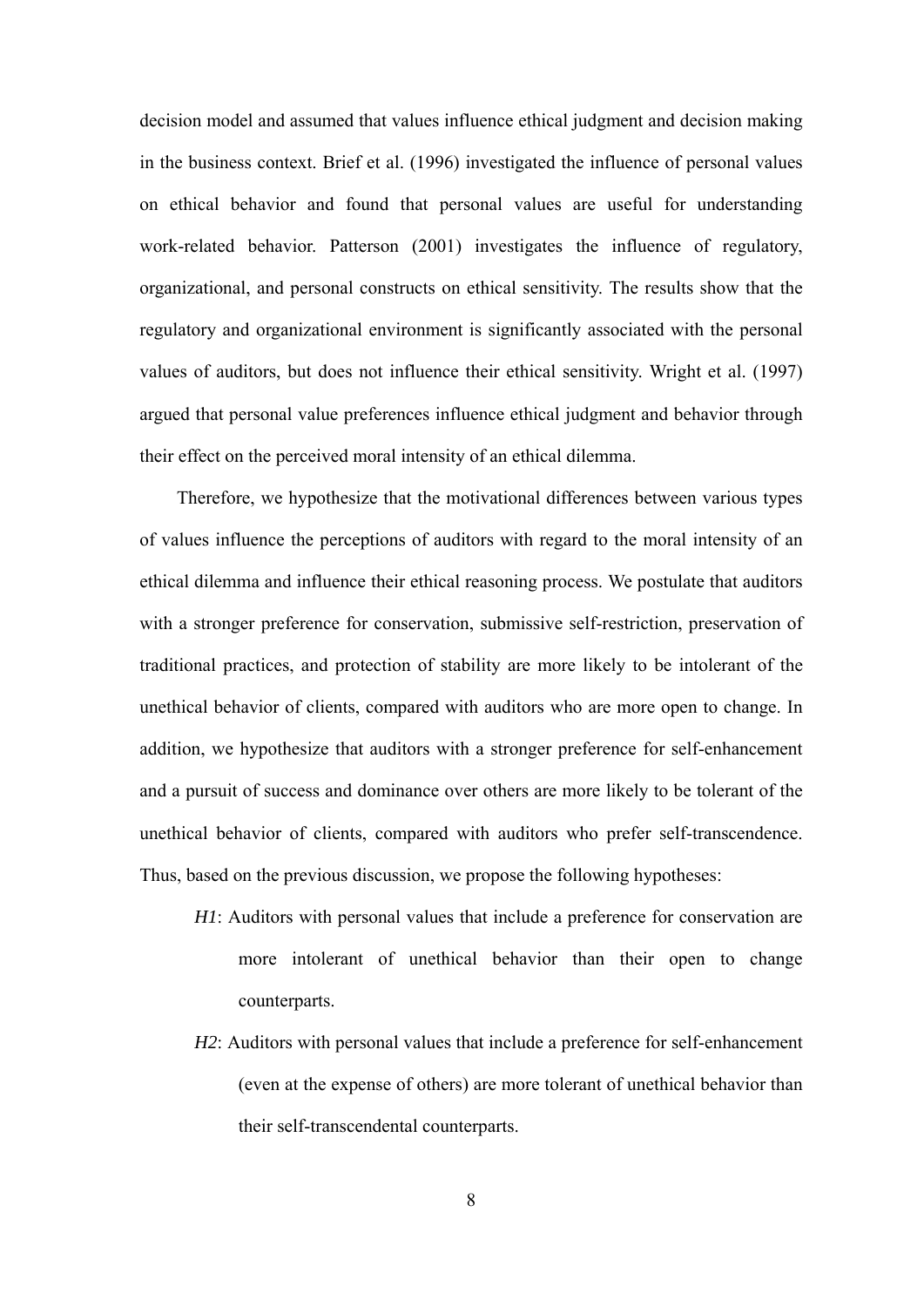decision model and assumed that values influence ethical judgment and decision making in the business context. Brief et al. (1996) investigated the influence of personal values on ethical behavior and found that personal values are useful for understanding work-related behavior. Patterson (2001) investigates the influence of regulatory, organizational, and personal constructs on ethical sensitivity. The results show that the regulatory and organizational environment is significantly associated with the personal values of auditors, but does not influence their ethical sensitivity. Wright et al. (1997) argued that personal value preferences influence ethical judgment and behavior through their effect on the perceived moral intensity of an ethical dilemma.

Therefore, we hypothesize that the motivational differences between various types of values influence the perceptions of auditors with regard to the moral intensity of an ethical dilemma and influence their ethical reasoning process. We postulate that auditors with a stronger preference for conservation, submissive self-restriction, preservation of traditional practices, and protection of stability are more likely to be intolerant of the unethical behavior of clients, compared with auditors who are more open to change. In addition, we hypothesize that auditors with a stronger preference for self-enhancement and a pursuit of success and dominance over others are more likely to be tolerant of the unethical behavior of clients, compared with auditors who prefer self-transcendence. Thus, based on the previous discussion, we propose the following hypotheses:

*H1*: Auditors with personal values that include a preference for conservation are more intolerant of unethical behavior than their open to change counterparts.

*H2*: Auditors with personal values that include a preference for self-enhancement (even at the expense of others) are more tolerant of unethical behavior than their self-transcendental counterparts.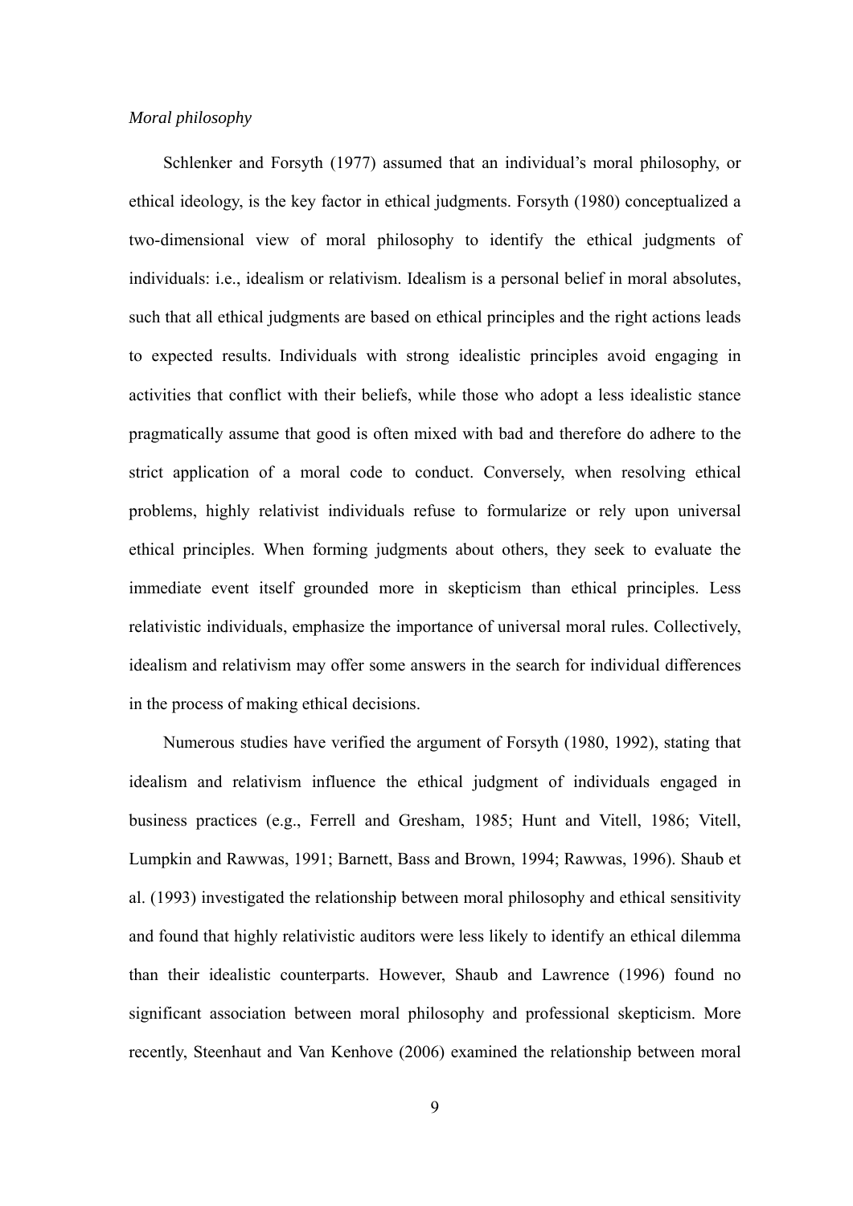*Moral philosophy*

Schlenker and Forsyth (1977) assumed that an individual's moral philosophy, or ethical ideology, is the key factor in ethical judgments. Forsyth (1980) conceptualized a two-dimensional view of moral philosophy to identify the ethical judgments of individuals: i.e., idealism or relativism. Idealism is a personal belief in moral absolutes, such that all ethical judgments are based on ethical principles and the right actions leads to expected results. Individuals with strong idealistic principles avoid engaging in activities that conflict with their beliefs, while those who adopt a less idealistic stance pragmatically assume that good is often mixed with bad and therefore do adhere to the strict application of a moral code to conduct. Conversely, when resolving ethical problems, highly relativist individuals refuse to formularize or rely upon universal ethical principles. When forming judgments about others, they seek to evaluate the immediate event itself grounded more in skepticism than ethical principles. Less relativistic individuals, emphasize the importance of universal moral rules. Collectively, idealism and relativism may offer some answers in the search for individual differences in the process of making ethical decisions.

Numerous studies have verified the argument of Forsyth (1980, 1992), stating that idealism and relativism influence the ethical judgment of individuals engaged in business practices (e.g., Ferrell and Gresham, 1985; Hunt and Vitell, 1986; Vitell, Lumpkin and Rawwas, 1991; Barnett, Bass and Brown, 1994; Rawwas, 1996). Shaub et al. (1993) investigated the relationship between moral philosophy and ethical sensitivity and found that highly relativistic auditors were less likely to identify an ethical dilemma than their idealistic counterparts. However, Shaub and Lawrence (1996) found no significant association between moral philosophy and professional skepticism. More recently, Steenhaut and Van Kenhove (2006) examined the relationship between moral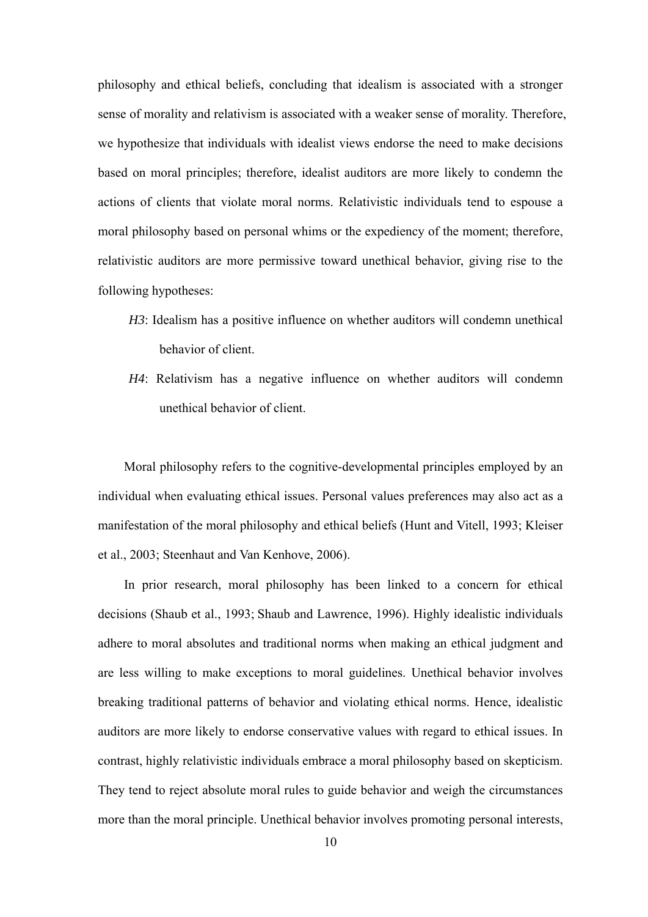philosophy and ethical beliefs, concluding that idealism is associated with a stronger sense of morality and relativism is associated with a weaker sense of morality. Therefore, we hypothesize that individuals with idealist views endorse the need to make decisions based on moral principles; therefore, idealist auditors are more likely to condemn the actions of clients that violate moral norms. Relativistic individuals tend to espouse a moral philosophy based on personal whims or the expediency of the moment; therefore, relativistic auditors are more permissive toward unethical behavior, giving rise to the following hypotheses:

*H3*: Idealism has a positive influence on whether auditors will condemn unethical behavior of client.

*H4*: Relativism has a negative influence on whether auditors will condemn unethical behavior of client.

Moral philosophy refers to the cognitive-developmental principles employed by an individual when evaluating ethical issues. Personal values preferences may also act as a manifestation of the moral philosophy and ethical beliefs (Hunt and Vitell, 1993; Kleiser et al., 2003; Steenhaut and Van Kenhove, 2006).

In prior research, moral philosophy has been linked to a concern for ethical decisions (Shaub et al., 1993; Shaub and Lawrence, 1996). Highly idealistic individuals adhere to moral absolutes and traditional norms when making an ethical judgment and are less willing to make exceptions to moral guidelines. Unethical behavior involves breaking traditional patterns of behavior and violating ethical norms. Hence, idealistic auditors are more likely to endorse conservative values with regard to ethical issues. In contrast, highly relativistic individuals embrace a moral philosophy based on skepticism. They tend to reject absolute moral rules to guide behavior and weigh the circumstances more than the moral principle. Unethical behavior involves promoting personal interests,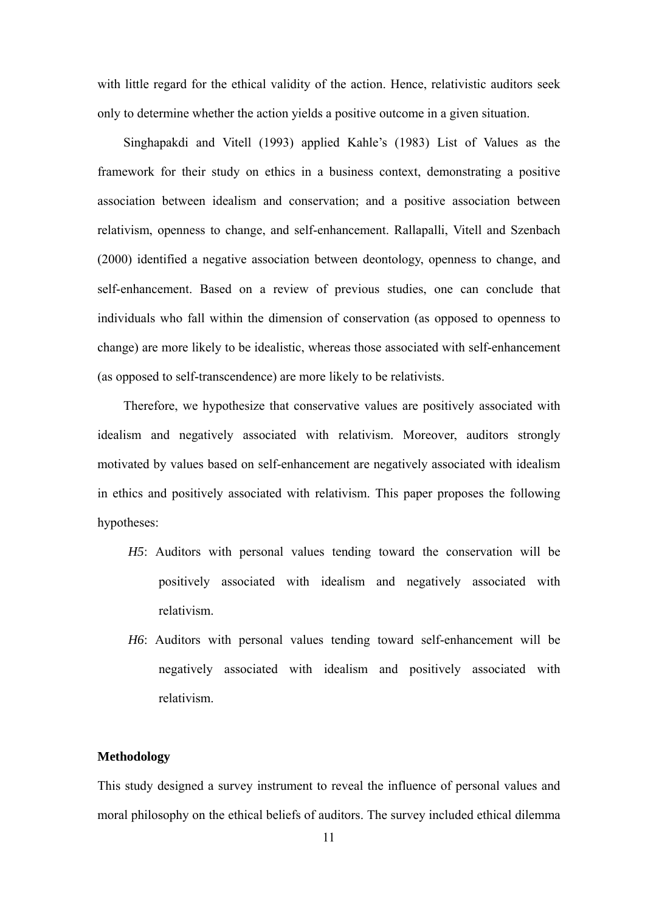with little regard for the ethical validity of the action. Hence, relativistic auditors seek only to determine whether the action yields a positive outcome in a given situation.

Singhapakdi and Vitell (1993) applied Kahle's (1983) List of Values as the framework for their study on ethics in a business context, demonstrating a positive association between idealism and conservation; and a positive association between relativism, openness to change, and self-enhancement. Rallapalli, Vitell and Szenbach (2000) identified a negative association between deontology, openness to change, and self-enhancement. Based on a review of previous studies, one can conclude that individuals who fall within the dimension of conservation (as opposed to openness to change) are more likely to be idealistic, whereas those associated with self-enhancement (as opposed to self-transcendence) are more likely to be relativists.

Therefore, we hypothesize that conservative values are positively associated with idealism and negatively associated with relativism. Moreover, auditors strongly motivated by values based on self-enhancement are negatively associated with idealism in ethics and positively associated with relativism. This paper proposes the following hypotheses:

*H5*: Auditors with personal values tending toward the conservation will be positively associated with idealism and negatively associated with relativism.

*H6*: Auditors with personal values tending toward self-enhancement will be negatively associated with idealism and positively associated with relativism.

**Methodology**

This study designed a survey instrument to reveal the influence of personal values and moral philosophy on the ethical beliefs of auditors. The survey included ethical dilemma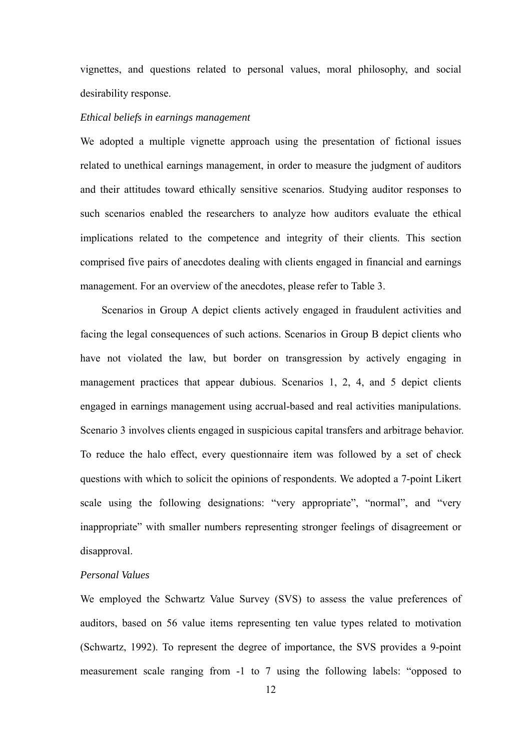vignettes, and questions related to personal values, moral philosophy, and social desirability response.

*Ethical beliefs in earnings management*

We adopted a multiple vignette approach using the presentation of fictional issues related to unethical earnings management, in order to measure the judgment of auditors and their attitudes toward ethically sensitive scenarios. Studying auditor responses to such scenarios enabled the researchers to analyze how auditors evaluate the ethical implications related to the competence and integrity of their clients. This section comprised five pairs of anecdotes dealing with clients engaged in financial and earnings management. For an overview of the anecdotes, please refer to Table 3.

Scenarios in Group A depict clients actively engaged in fraudulent activities and facing the legal consequences of such actions. Scenarios in Group B depict clients who have not violated the law, but border on transgression by actively engaging in management practices that appear dubious. Scenarios 1, 2, 4, and 5 depict clients engaged in earnings management using accrual-based and real activities manipulations. Scenario 3 involves clients engaged in suspicious capital transfers and arbitrage behavior. To reduce the halo effect, every questionnaire item was followed by a set of check questions with which to solicit the opinions of respondents. We adopted a 7-point Likert scale using the following designations: "very appropriate", "normal", and "very inappropriate" with smaller numbers representing stronger feelings of disagreement or disapproval.

*Personal Values*

We employed the Schwartz Value Survey (SVS) to assess the value preferences of auditors, based on 56 value items representing ten value types related to motivation (Schwartz, 1992). To represent the degree of importance, the SVS provides a 9-point measurement scale ranging from -1 to 7 using the following labels: "opposed to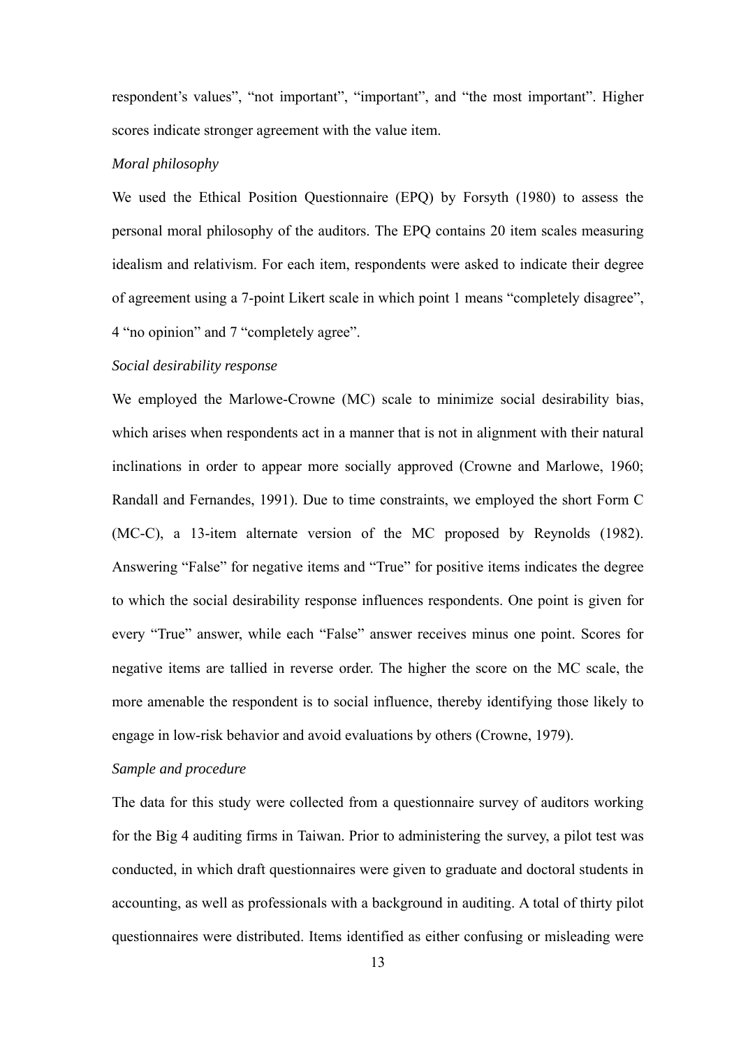respondent's values", "not important", "important", and "the most important". Higher scores indicate stronger agreement with the value item.

*Moral philosophy*

We used the Ethical Position Questionnaire (EPQ) by Forsyth (1980) to assess the personal moral philosophy of the auditors. The EPQ contains 20 item scales measuring idealism and relativism. For each item, respondents were asked to indicate their degree of agreement using a 7-point Likert scale in which point 1 means "completely disagree", 4 "no opinion" and 7 "completely agree".

*Social desirability response*

We employed the Marlowe-Crowne (MC) scale to minimize social desirability bias, which arises when respondents act in a manner that is not in alignment with their natural inclinations in order to appear more socially approved (Crowne and Marlowe, 1960; Randall and Fernandes, 1991). Due to time constraints, we employed the short Form C (MC-C), a 13-item alternate version of the MC proposed by Reynolds (1982). Answering "False" for negative items and "True" for positive items indicates the degree to which the social desirability response influences respondents. One point is given for every "True" answer, while each "False" answer receives minus one point. Scores for negative items are tallied in reverse order. The higher the score on the MC scale, the more amenable the respondent is to social influence, thereby identifying those likely to engage in low-risk behavior and avoid evaluations by others (Crowne, 1979).

*Sample and procedure*

The data for this study were collected from a questionnaire survey of auditors working for the Big 4 auditing firms in Taiwan. Prior to administering the survey, a pilot test was conducted, in which draft questionnaires were given to graduate and doctoral students in accounting, as well as professionals with a background in auditing. A total of thirty pilot questionnaires were distributed. Items identified as either confusing or misleading were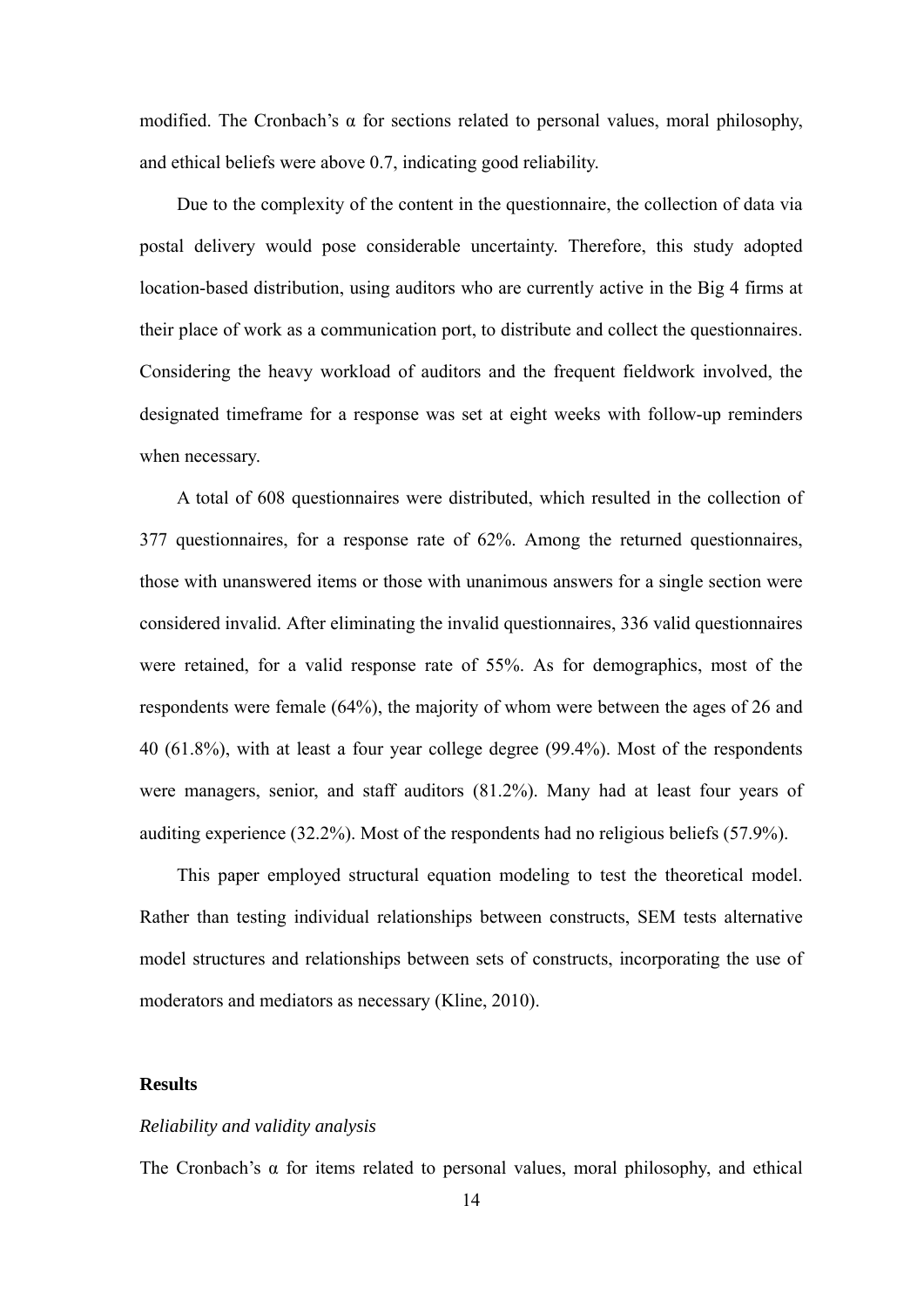modified. The Cronbach's α for sections related to personal values, moral philosophy, and ethical beliefs were above 0.7, indicating good reliability.

Due to the complexity of the content in the questionnaire, the collection of data via postal delivery would pose considerable uncertainty. Therefore, this study adopted location-based distribution, using auditors who are currently active in the Big 4 firms at their place of work as a communication port, to distribute and collect the questionnaires. Considering the heavy workload of auditors and the frequent fieldwork involved, the designated timeframe for a response was set at eight weeks with follow-up reminders when necessary.

A total of 608 questionnaires were distributed, which resulted in the collection of 377 questionnaires, for a response rate of 62%. Among the returned questionnaires, those with unanswered items or those with unanimous answers for a single section were considered invalid. After eliminating the invalid questionnaires, 336 valid questionnaires were retained, for a valid response rate of 55%. As for demographics, most of the respondents were female (64%), the majority of whom were between the ages of 26 and 40 (61.8%), with at least a four year college degree (99.4%). Most of the respondents were managers, senior, and staff auditors (81.2%). Many had at least four years of auditing experience (32.2%). Most of the respondents had no religious beliefs (57.9%).

This paper employed structural equation modeling to test the theoretical model. Rather than testing individual relationships between constructs, SEM tests alternative model structures and relationships between sets of constructs, incorporating the use of moderators and mediators as necessary (Kline, 2010).

## Results

### *Reliability and validity analysis*

The Cronbach's α for items related to personal values, moral philosophy, and ethical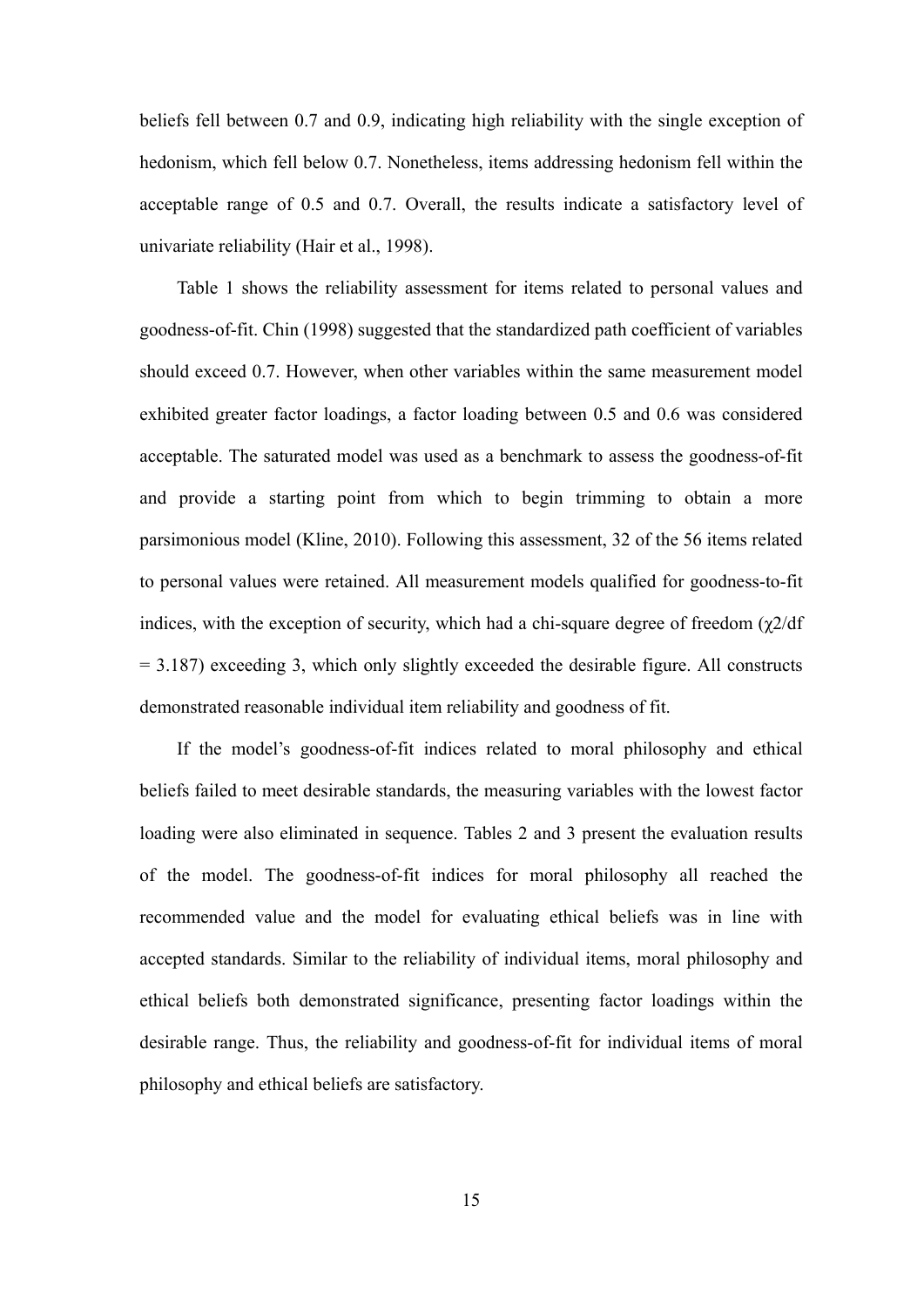beliefs fell between 0.7 and 0.9, indicating high reliability with the single exception of hedonism, which fell below 0.7. Nonetheless, items addressing hedonism fell within the acceptable range of 0.5 and 0.7. Overall, the results indicate a satisfactory level of univariate reliability (Hair et al., 1998).

Table 1 shows the reliability assessment for items related to personal values and goodness-of-fit. Chin (1998) suggested that the standardized path coefficient of variables should exceed 0.7. However, when other variables within the same measurement model exhibited greater factor loadings, a factor loading between 0.5 and 0.6 was considered acceptable. The saturated model was used as a benchmark to assess the goodness-of-fit and provide a starting point from which to begin trimming to obtain a more parsimonious model (Kline, 2010). Following this assessment, 32 of the 56 items related to personal values were retained. All measurement models qualified for goodness-to-fit indices, with the exception of security, which had a chi-square degree of freedom ($\chi2/df = 3.187$) exceeding 3, which only slightly exceeded the desirable figure. All constructs demonstrated reasonable individual item reliability and goodness of fit.

If the model's goodness-of-fit indices related to moral philosophy and ethical beliefs failed to meet desirable standards, the measuring variables with the lowest factor loading were also eliminated in sequence. Tables 2 and 3 present the evaluation results of the model. The goodness-of-fit indices for moral philosophy all reached the recommended value and the model for evaluating ethical beliefs was in line with accepted standards. Similar to the reliability of individual items, moral philosophy and ethical beliefs both demonstrated significance, presenting factor loadings within the desirable range. Thus, the reliability and goodness-of-fit for individual items of moral philosophy and ethical beliefs are satisfactory.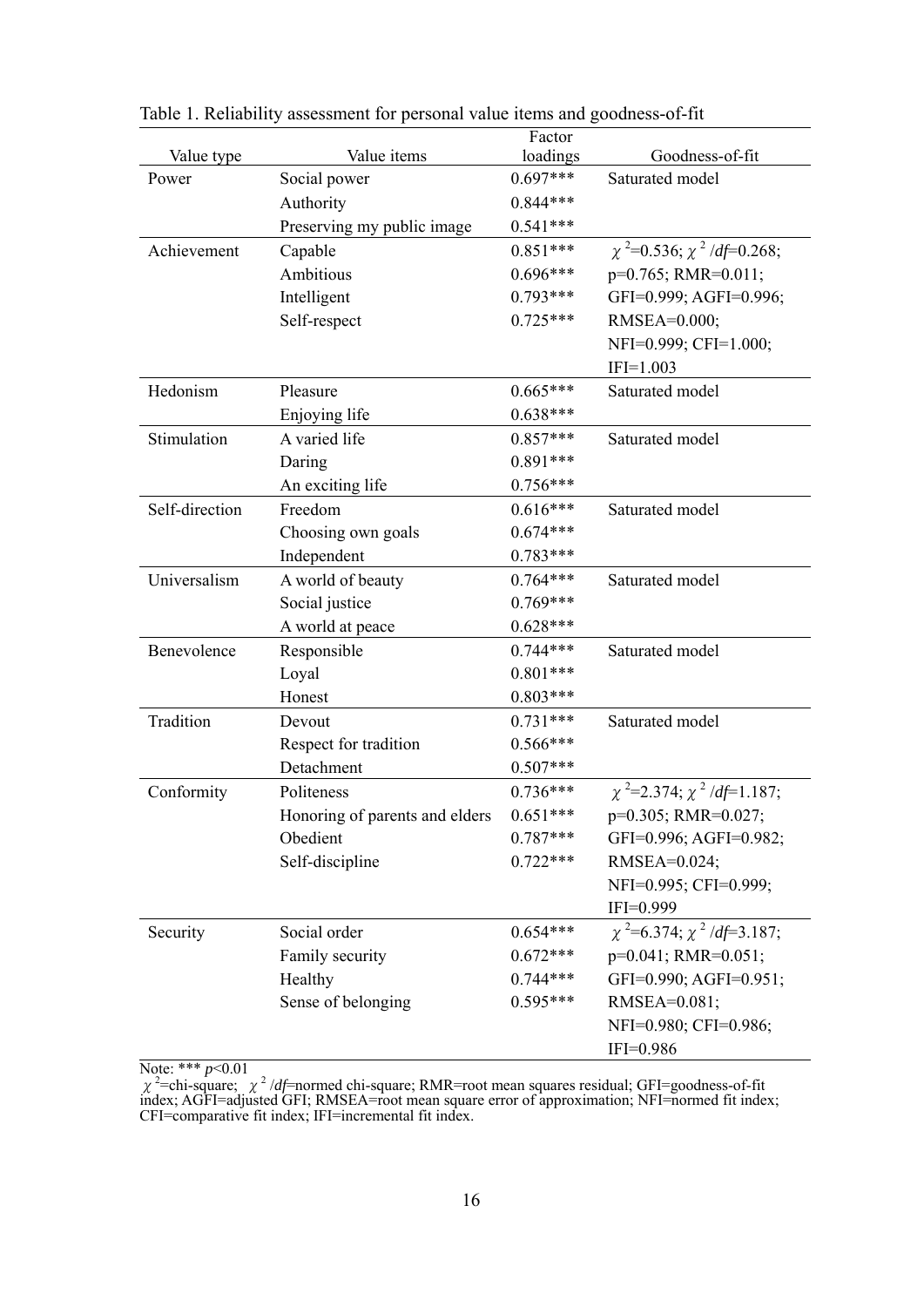Table 1. Reliability assessment for personal value items and goodness-of-fit

| Value type | Value items | Factor loadings | Goodness-of-fit |
|---|---|---|---|
| Power | Social power | 0.697*** | Saturated model |
| | Authority | 0.844*** | |
| | Preserving my public image | 0.541*** | |
| Achievement | Capable | 0.851*** | $\chi^2$=0.536; $\chi^2/df$=0.268; |
| | Ambitious | 0.696*** | p=0.765; RMR=0.011; |
| | Intelligent | 0.793*** | GFI=0.999; AGFI=0.996; |
| | Self-respect | 0.725*** | RMSEA=0.000; |
| | | | NFI=0.999; CFI=1.000; |
| | | | IFI=1.003 |
| Hedonism | Pleasure | 0.665*** | Saturated model |
| | Enjoying life | 0.638*** | |
| Stimulation | A varied life | 0.857*** | Saturated model |
| | Daring | 0.891*** | |
| | An exciting life | 0.756*** | |
| Self-direction | Freedom | 0.616*** | Saturated model |
| | Choosing own goals | 0.674*** | |
| | Independent | 0.783*** | |
| Universalism | A world of beauty | 0.764*** | Saturated model |
| | Social justice | 0.769*** | |
| | A world at peace | 0.628*** | |
| Benevolence | Responsible | 0.744*** | Saturated model |
| | Loyal | 0.801*** | |
| | Honest | 0.803*** | |
| Tradition | Devout | 0.731*** | Saturated model |
| | Respect for tradition | 0.566*** | |
| | Detachment | 0.507*** | |
| Conformity | Politeness | 0.736*** | $\chi^2$=2.374; $\chi^2/df$=1.187; |
| | Honoring of parents and elders | 0.651*** | p=0.305; RMR=0.027; |
| | Obedient | 0.787*** | GFI=0.996; AGFI=0.982; |
| | Self-discipline | 0.722*** | RMSEA=0.024; |
| | | | NFI=0.995; CFI=0.999; |
| | | | IFI=0.999 |
| Security | Social order | 0.654*** | $\chi^2$=6.374; $\chi^2/df$=3.187; |
| | Family security | 0.672*** | p=0.041; RMR=0.051; |
| | Healthy | 0.744*** | GFI=0.990; AGFI=0.951; |
| | Sense of belonging | 0.595*** | RMSEA=0.081; |
| | | | NFI=0.980; CFI=0.986; |
| | | | IFI=0.986 |

Note: *** $p$<0.01

$\chi^2$=chi-square; $\chi^2/df$=normed chi-square; RMR=root mean squares residual; GFI=goodness-of-fit index; AGFI=adjusted GFI; RMSEA=root mean square error of approximation; NFI=normed fit index; CFI=comparative fit index; IFI=incremental fit index.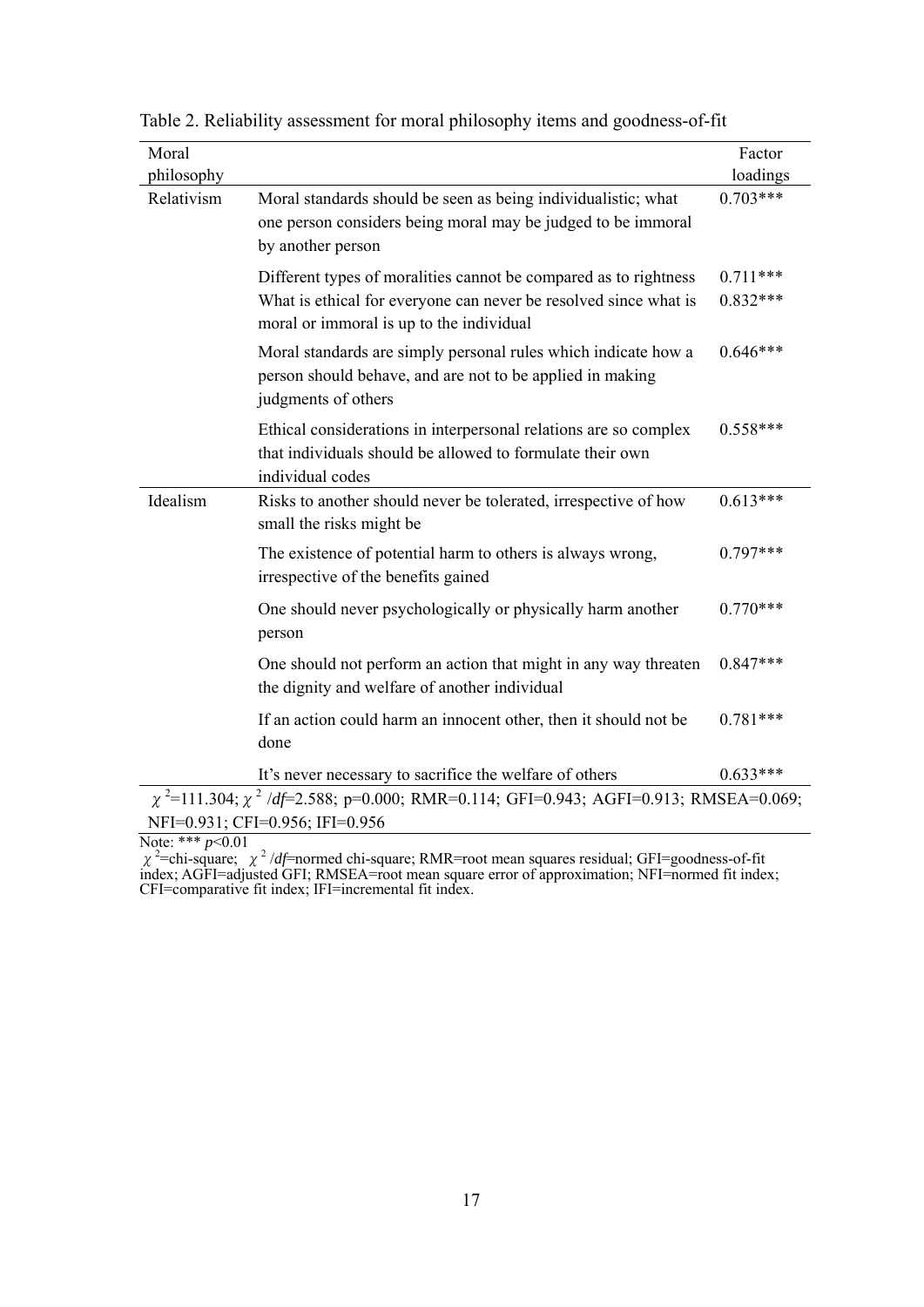Table 2. Reliability assessment for moral philosophy items and goodness-of-fit

| Moral philosophy | | Factor loadings |
|---|---|---|
| Relativism | Moral standards should be seen as being individualistic; what one person considers being moral may be judged to be immoral by another person | 0.703*** |
| | Different types of moralities cannot be compared as to rightness | 0.711*** |
| | What is ethical for everyone can never be resolved since what is moral or immoral is up to the individual | 0.832*** |
| | Moral standards are simply personal rules which indicate how a person should behave, and are not to be applied in making judgments of others | 0.646*** |
| | Ethical considerations in interpersonal relations are so complex that individuals should be allowed to formulate their own individual codes | 0.558*** |
| Idealism | Risks to another should never be tolerated, irrespective of how small the risks might be | 0.613*** |
| | The existence of potential harm to others is always wrong, irrespective of the benefits gained | 0.797*** |
| | One should never psychologically or physically harm another person | 0.770*** |
| | One should not perform an action that might in any way threaten the dignity and welfare of another individual | 0.847*** |
| | If an action could harm an innocent other, then it should not be done | 0.781*** |
| | It's never necessary to sacrifice the welfare of others | 0.633*** |
| $\chi^2$=111.304; $\chi^2/df$=2.588; p=0.000; RMR=0.114; GFI=0.943; AGFI=0.913; RMSEA=0.069; NFI=0.931; CFI=0.956; IFI=0.956 | | |

Note: *** $p$<0.01

$\chi^2$=chi-square; $\chi^2/df$=normed chi-square; RMR=root mean squares residual; GFI=goodness-of-fit index; AGFI=adjusted GFI; RMSEA=root mean square error of approximation; NFI=normed fit index; CFI=comparative fit index; IFI=incremental fit index.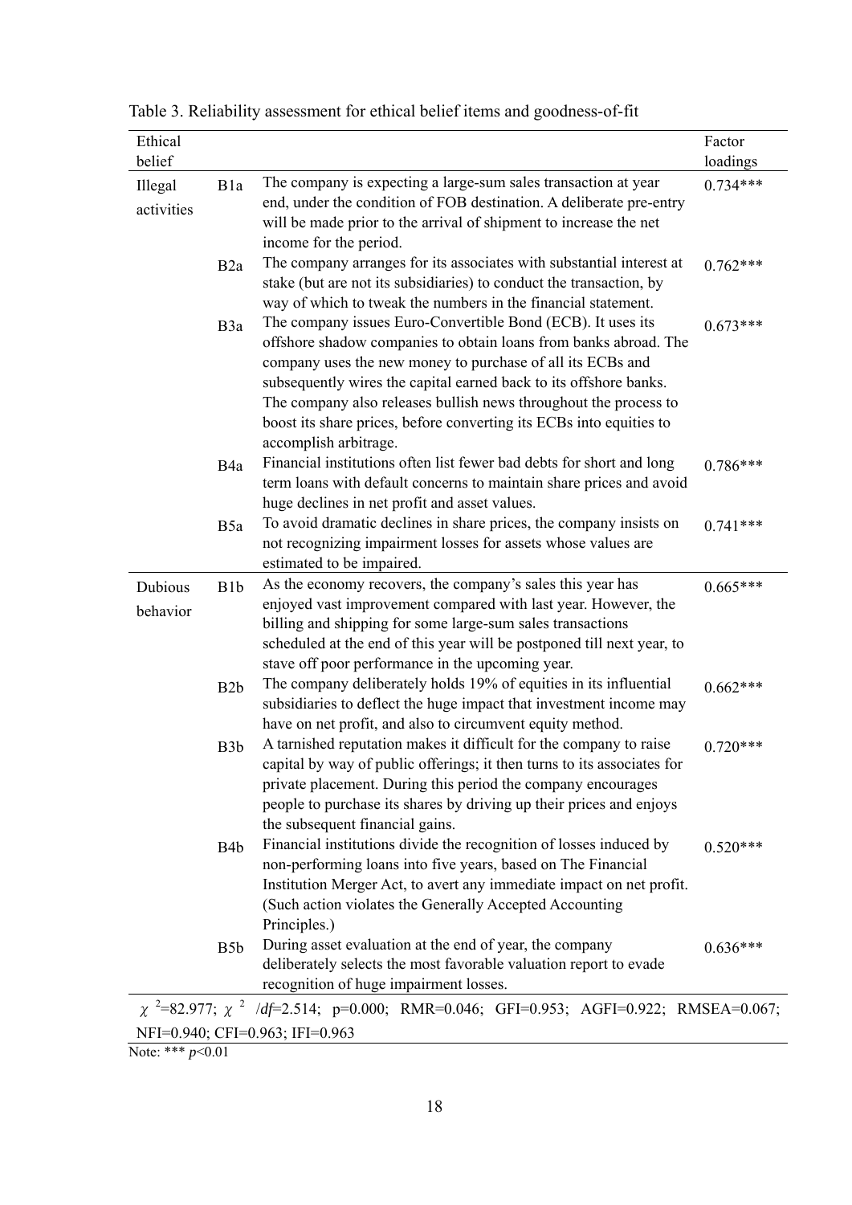Table 3. Reliability assessment for ethical belief items and goodness-of-fit

| Ethical belief | | | Factor loadings |
|---|---|---|---|
| Illegal activities | B1a | The company is expecting a large-sum sales transaction at year end, under the condition of FOB destination. A deliberate pre-entry will be made prior to the arrival of shipment to increase the net income for the period. | 0.734*** |
| | B2a | The company arranges for its associates with substantial interest at stake (but are not its subsidiaries) to conduct the transaction, by way of which to tweak the numbers in the financial statement. | 0.762*** |
| | B3a | The company issues Euro-Convertible Bond (ECB). It uses its offshore shadow companies to obtain loans from banks abroad. The company uses the new money to purchase of all its ECBs and subsequently wires the capital earned back to its offshore banks. The company also releases bullish news throughout the process to boost its share prices, before converting its ECBs into equities to accomplish arbitrage. | 0.673*** |
| | B4a | Financial institutions often list fewer bad debts for short and long term loans with default concerns to maintain share prices and avoid huge declines in net profit and asset values. | 0.786*** |
| | B5a | To avoid dramatic declines in share prices, the company insists on not recognizing impairment losses for assets whose values are estimated to be impaired. | 0.741*** |
| Dubious behavior | B1b | As the economy recovers, the company's sales this year has enjoyed vast improvement compared with last year. However, the billing and shipping for some large-sum sales transactions scheduled at the end of this year will be postponed till next year, to stave off poor performance in the upcoming year. | 0.665*** |
| | B2b | The company deliberately holds 19% of equities in its influential subsidiaries to deflect the huge impact that investment income may have on net profit, and also to circumvent equity method. | 0.662*** |
| | B3b | A tarnished reputation makes it difficult for the company to raise capital by way of public offerings; it then turns to its associates for private placement. During this period the company encourages people to purchase its shares by driving up their prices and enjoys the subsequent financial gains. | 0.720*** |
| | B4b | Financial institutions divide the recognition of losses induced by non-performing loans into five years, based on The Financial Institution Merger Act, to avert any immediate impact on net profit. (Such action violates the Generally Accepted Accounting Principles.) | 0.520*** |
| | B5b | During asset evaluation at the end of year, the company deliberately selects the most favorable valuation report to evade recognition of huge impairment losses. | 0.636*** |
| $\chi^2$=82.977; $\chi^2/df$=2.514; p=0.000; RMR=0.046; GFI=0.953; AGFI=0.922; RMSEA=0.067; NFI=0.940; CFI=0.963; IFI=0.963 | | | |

Note: *** $p$<0.01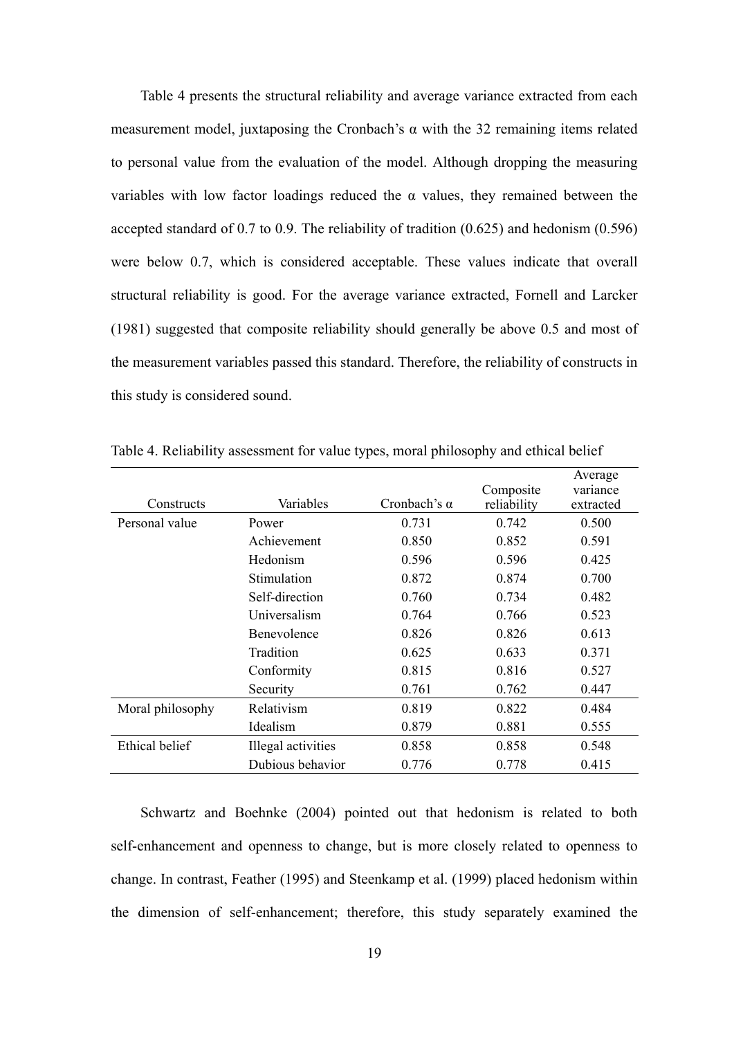Table 4 presents the structural reliability and average variance extracted from each measurement model, juxtaposing the Cronbach's α with the 32 remaining items related to personal value from the evaluation of the model. Although dropping the measuring variables with low factor loadings reduced the α values, they remained between the accepted standard of 0.7 to 0.9. The reliability of tradition (0.625) and hedonism (0.596) were below 0.7, which is considered acceptable. These values indicate that overall structural reliability is good. For the average variance extracted, Fornell and Larcker (1981) suggested that composite reliability should generally be above 0.5 and most of the measurement variables passed this standard. Therefore, the reliability of constructs in this study is considered sound.

Table 4. Reliability assessment for value types, moral philosophy and ethical belief

| Constructs | Variables | Cronbach's α | Composite reliability | Average variance extracted |
|---|---|---|---|---|
| Personal value | Power | 0.731 | 0.742 | 0.500 |
| | Achievement | 0.850 | 0.852 | 0.591 |
| | Hedonism | 0.596 | 0.596 | 0.425 |
| | Stimulation | 0.872 | 0.874 | 0.700 |
| | Self-direction | 0.760 | 0.734 | 0.482 |
| | Universalism | 0.764 | 0.766 | 0.523 |
| | Benevolence | 0.826 | 0.826 | 0.613 |
| | Tradition | 0.625 | 0.633 | 0.371 |
| | Conformity | 0.815 | 0.816 | 0.527 |
| | Security | 0.761 | 0.762 | 0.447 |
| Moral philosophy | Relativism | 0.819 | 0.822 | 0.484 |
| | Idealism | 0.879 | 0.881 | 0.555 |
| Ethical belief | Illegal activities | 0.858 | 0.858 | 0.548 |
| | Dubious behavior | 0.776 | 0.778 | 0.415 |

Schwartz and Boehnke (2004) pointed out that hedonism is related to both self-enhancement and openness to change, but is more closely related to openness to change. In contrast, Feather (1995) and Steenkamp et al. (1999) placed hedonism within the dimension of self-enhancement; therefore, this study separately examined the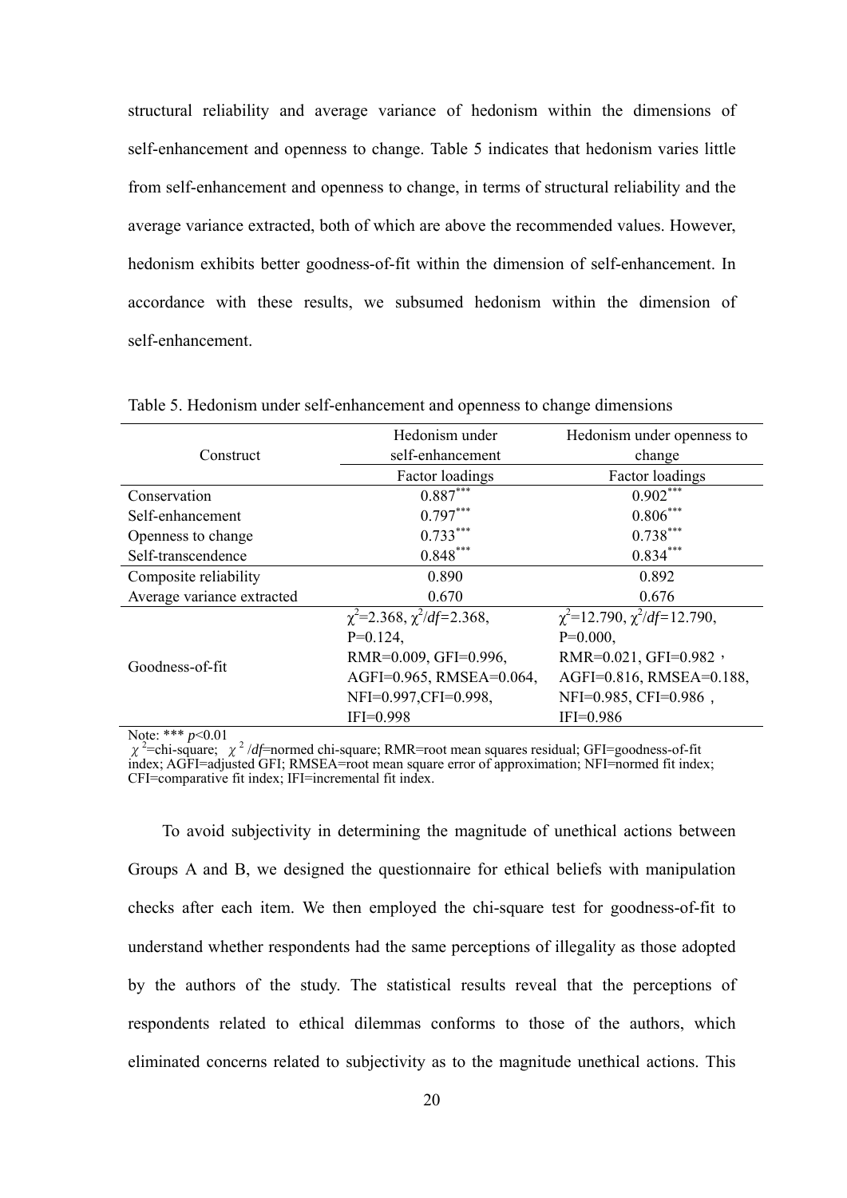structural reliability and average variance of hedonism within the dimensions of self-enhancement and openness to change. Table 5 indicates that hedonism varies little from self-enhancement and openness to change, in terms of structural reliability and the average variance extracted, both of which are above the recommended values. However, hedonism exhibits better goodness-of-fit within the dimension of self-enhancement. In accordance with these results, we subsumed hedonism within the dimension of self-enhancement.

Table 5. Hedonism under self-enhancement and openness to change dimensions

| Construct | Hedonism under self-enhancement | Hedonism under openness to change |
|---|---|---|
| | Factor loadings | Factor loadings |
| Conservation | $0.887^{***}$ | $0.902^{***}$ |
| Self-enhancement | $0.797^{***}$ | $0.806^{***}$ |
| Openness to change | $0.733^{***}$ | $0.738^{***}$ |
| Self-transcendence | $0.848^{***}$ | $0.834^{***}$ |
| Composite reliability | 0.890 | 0.892 |
| Average variance extracted | 0.670 | 0.676 |
| Goodness-of-fit | $\chi^2$=2.368, $\chi^2/df$=2.368, P=0.124, RMR=0.009, GFI=0.996, AGFI=0.965, RMSEA=0.064, NFI=0.997,CFI=0.998, IFI=0.998 | $\chi^2$=12.790, $\chi^2/df$=12.790, P=0.000, RMR=0.021, GFI=0.982， AGFI=0.816, RMSEA=0.188, NFI=0.985, CFI=0.986， IFI=0.986 |

Note: *** $p<0.01$

$\chi^2$=chi-square; $\chi^2/df$=normed chi-square; RMR=root mean squares residual; GFI=goodness-of-fit index; AGFI=adjusted GFI; RMSEA=root mean square error of approximation; NFI=normed fit index; CFI=comparative fit index; IFI=incremental fit index.

To avoid subjectivity in determining the magnitude of unethical actions between Groups A and B, we designed the questionnaire for ethical beliefs with manipulation checks after each item. We then employed the chi-square test for goodness-of-fit to understand whether respondents had the same perceptions of illegality as those adopted by the authors of the study. The statistical results reveal that the perceptions of respondents related to ethical dilemmas conforms to those of the authors, which eliminated concerns related to subjectivity as to the magnitude unethical actions. This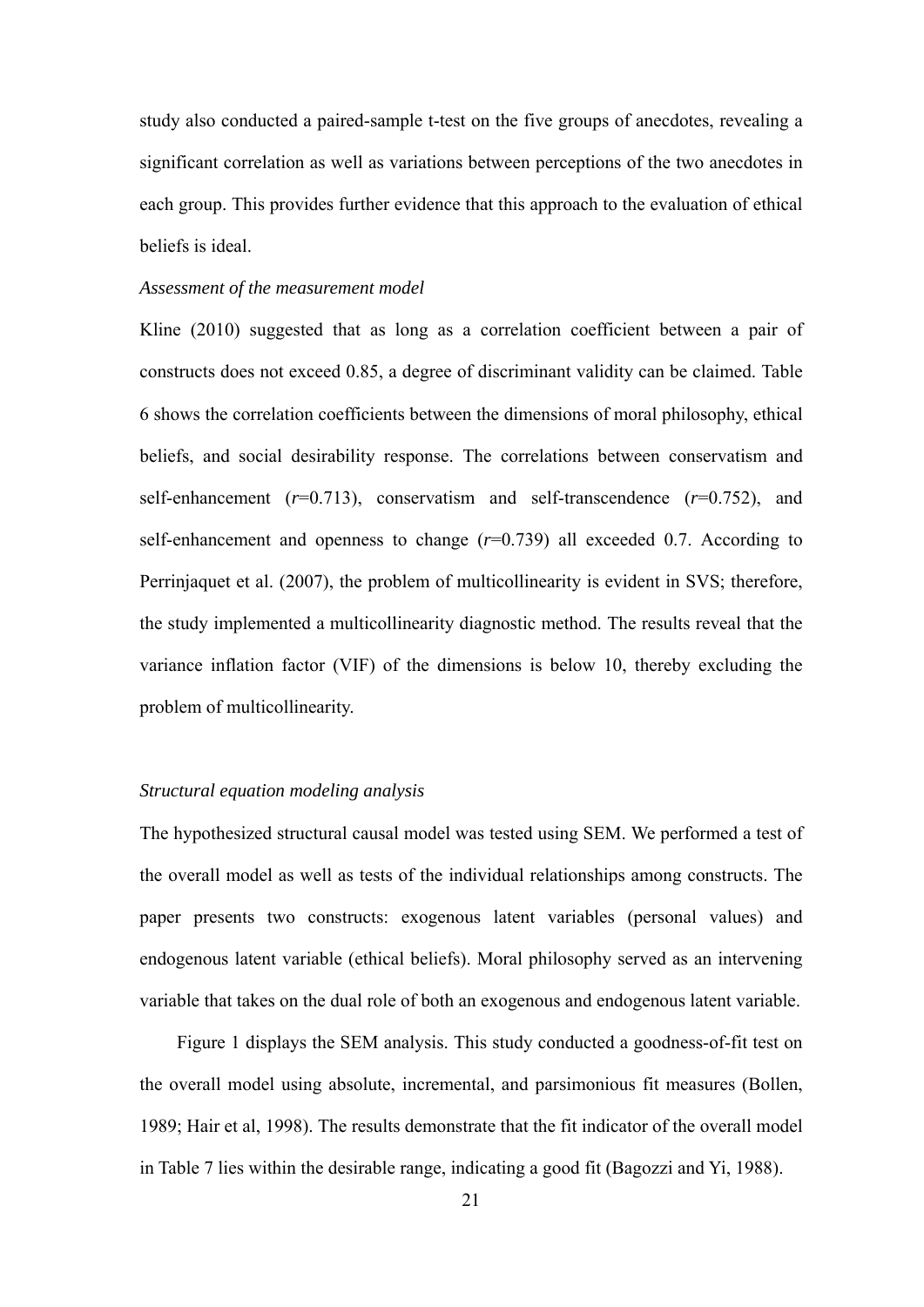study also conducted a paired-sample t-test on the five groups of anecdotes, revealing a significant correlation as well as variations between perceptions of the two anecdotes in each group. This provides further evidence that this approach to the evaluation of ethical beliefs is ideal.

*Assessment of the measurement model*

Kline (2010) suggested that as long as a correlation coefficient between a pair of constructs does not exceed 0.85, a degree of discriminant validity can be claimed. Table 6 shows the correlation coefficients between the dimensions of moral philosophy, ethical beliefs, and social desirability response. The correlations between conservatism and self-enhancement ($r$=0.713), conservatism and self-transcendence ($r$=0.752), and self-enhancement and openness to change ($r$=0.739) all exceeded 0.7. According to Perrinjaquet et al. (2007), the problem of multicollinearity is evident in SVS; therefore, the study implemented a multicollinearity diagnostic method. The results reveal that the variance inflation factor (VIF) of the dimensions is below 10, thereby excluding the problem of multicollinearity.

*Structural equation modeling analysis*

The hypothesized structural causal model was tested using SEM. We performed a test of the overall model as well as tests of the individual relationships among constructs. The paper presents two constructs: exogenous latent variables (personal values) and endogenous latent variable (ethical beliefs). Moral philosophy served as an intervening variable that takes on the dual role of both an exogenous and endogenous latent variable.

Figure 1 displays the SEM analysis. This study conducted a goodness-of-fit test on the overall model using absolute, incremental, and parsimonious fit measures (Bollen, 1989; Hair et al, 1998). The results demonstrate that the fit indicator of the overall model in Table 7 lies within the desirable range, indicating a good fit (Bagozzi and Yi, 1988).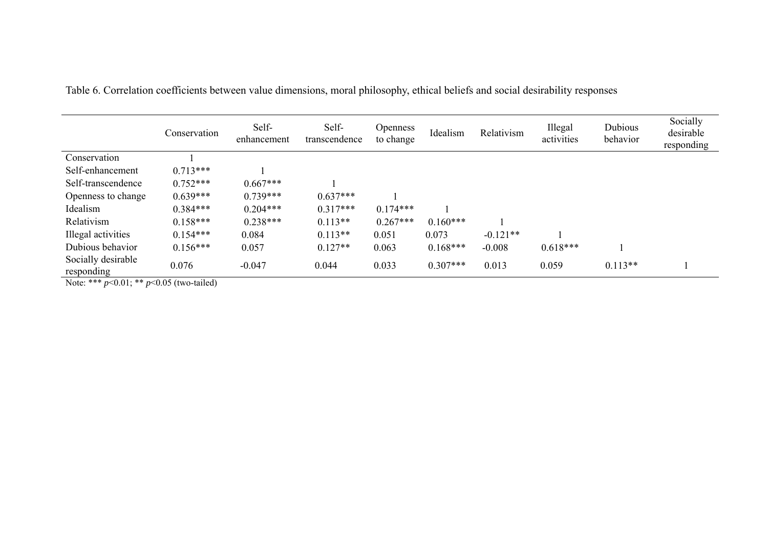Table 6. Correlation coefficients between value dimensions, moral philosophy, ethical beliefs and social desirability responses

| | Conservation | Self-enhancement | Self-transcendence | Openness to change | Idealism | Relativism | Illegal activities | Dubious behavior | Socially desirable responding |
|---|---|---|---|---|---|---|---|---|---|
| Conservation | 1 | | | | | | | | |
| Self-enhancement | 0.713*** | 1 | | | | | | | |
| Self-transcendence | 0.752*** | 0.667*** | 1 | | | | | | |
| Openness to change | 0.639*** | 0.739*** | 0.637*** | 1 | | | | | |
| Idealism | 0.384*** | 0.204*** | 0.317*** | 0.174*** | 1 | | | | |
| Relativism | 0.158*** | 0.238*** | 0.113** | 0.267*** | 0.160*** | 1 | | | |
| Illegal activities | 0.154*** | 0.084 | 0.113** | 0.051 | 0.073 | -0.121** | 1 | | |
| Dubious behavior | 0.156*** | 0.057 | 0.127** | 0.063 | 0.168*** | -0.008 | 0.618*** | 1 | |
| Socially desirable responding | 0.076 | -0.047 | 0.044 | 0.033 | 0.307*** | 0.013 | 0.059 | 0.113** | 1 |

Note: *** $p$<0.01; ** $p$<0.05 (two-tailed)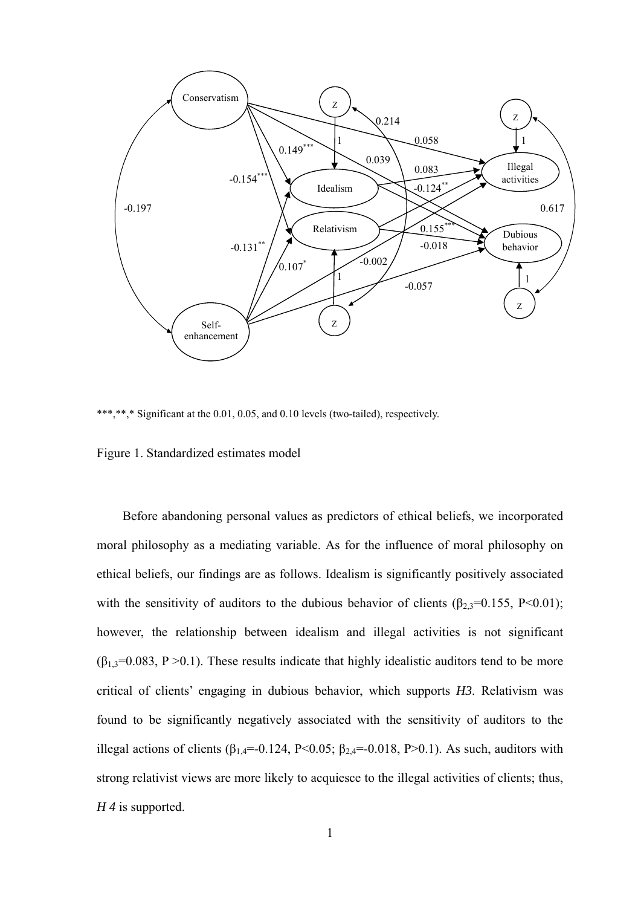***,**,* Significant at the 0.01, 0.05, and 0.10 levels (two-tailed), respectively.

Figure 1. Standardized estimates model

Before abandoning personal values as predictors of ethical beliefs, we incorporated moral philosophy as a mediating variable. As for the influence of moral philosophy on ethical beliefs, our findings are as follows. Idealism is significantly positively associated with the sensitivity of auditors to the dubious behavior of clients ($\beta_{2,3}$=0.155, $P<0.01$); however, the relationship between idealism and illegal activities is not significant ($\beta_{1,3}$=0.083, $P>0.1$). These results indicate that highly idealistic auditors tend to be more critical of clients' engaging in dubious behavior, which supports *H3*. Relativism was found to be significantly negatively associated with the sensitivity of auditors to the illegal actions of clients ($\beta_{1,4}$=-0.124, $P<0.05$; $\beta_{2,4}$=-0.018, $P>0.1$). As such, auditors with strong relativist views are more likely to acquiesce to the illegal activities of clients; thus, *H 4* is supported.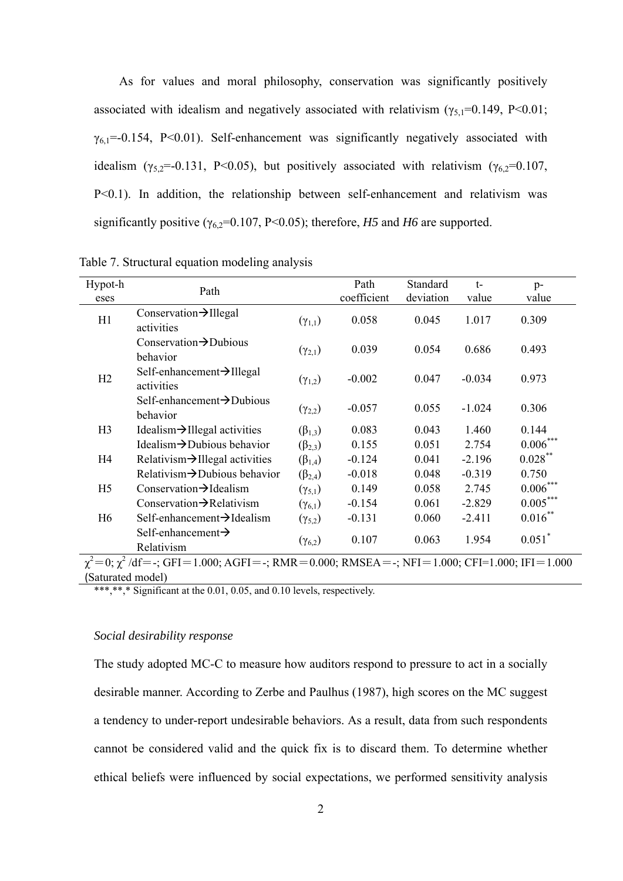As for values and moral philosophy, conservation was significantly positively associated with idealism and negatively associated with relativism ($\gamma_{5,1}$=0.149, P<0.01; $\gamma_{6,1}$=-0.154, P<0.01). Self-enhancement was significantly negatively associated with idealism ($\gamma_{5,2}$=-0.131, P<0.05), but positively associated with relativism ($\gamma_{6,2}$=0.107, P<0.1). In addition, the relationship between self-enhancement and relativism was significantly positive ($\gamma_{6,2}$=0.107, P<0.05); therefore, *H5* and *H6* are supported.

Table 7. Structural equation modeling analysis

| Hypot-heses | Path | | Path coefficient | Standard deviation | t-value | p-value |
|---|---|---|---|---|---|---|
| H1 | Conservation→Illegal activities | ($\gamma_{1,1}$) | 0.058 | 0.045 | 1.017 | 0.309 |
| | Conservation→Dubious behavior | ($\gamma_{2,1}$) | 0.039 | 0.054 | 0.686 | 0.493 |
| H2 | Self-enhancement→Illegal activities | ($\gamma_{1,2}$) | -0.002 | 0.047 | -0.034 | 0.973 |
| | Self-enhancement→Dubious behavior | ($\gamma_{2,2}$) | -0.057 | 0.055 | -1.024 | 0.306 |
| H3 | Idealism→Illegal activities | ($\beta_{1,3}$) | 0.083 | 0.043 | 1.460 | 0.144 |
| | Idealism→Dubious behavior | ($\beta_{2,3}$) | 0.155 | 0.051 | 2.754 | 0.006*** |
| H4 | Relativism→Illegal activities | ($\beta_{1,4}$) | -0.124 | 0.041 | -2.196 | 0.028** |
| | Relativism→Dubious behavior | ($\beta_{2,4}$) | -0.018 | 0.048 | -0.319 | 0.750 |
| H5 | Conservation→Idealism | ($\gamma_{5,1}$) | 0.149 | 0.058 | 2.745 | 0.006*** |
| | Conservation→Relativism | ($\gamma_{6,1}$) | -0.154 | 0.061 | -2.829 | 0.005*** |
| H6 | Self-enhancement→Idealism | ($\gamma_{5,2}$) | -0.131 | 0.060 | -2.411 | 0.016** |
| | Self-enhancement→Relativism | ($\gamma_{6,2}$) | 0.107 | 0.063 | 1.954 | 0.051* |

$\chi^2$＝0; $\chi^2$ /df＝-; GFI＝1.000; AGFI＝-; RMR＝0.000; RMSEA＝-; NFI＝1.000; CFI=1.000; IFI＝1.000 (Saturated model)

***,**,* Significant at the 0.01, 0.05, and 0.10 levels, respectively.

*Social desirability response*

The study adopted MC-C to measure how auditors respond to pressure to act in a socially desirable manner. According to Zerbe and Paulhus (1987), high scores on the MC suggest a tendency to under-report undesirable behaviors. As a result, data from such respondents cannot be considered valid and the quick fix is to discard them. To determine whether ethical beliefs were influenced by social expectations, we performed sensitivity analysis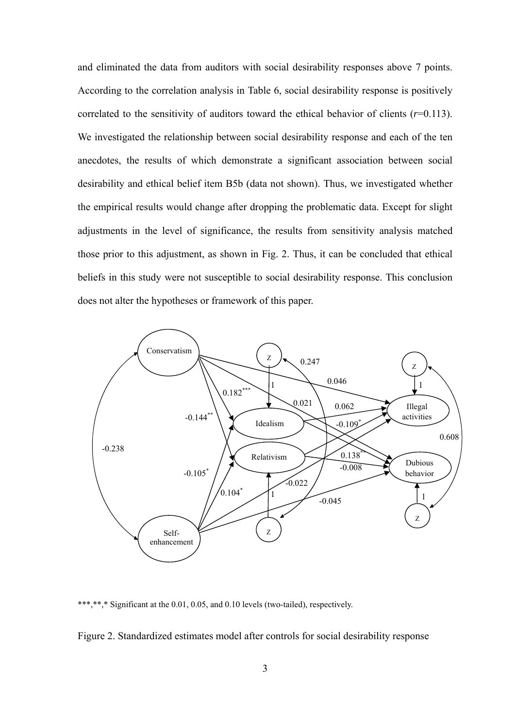and eliminated the data from auditors with social desirability responses above 7 points. According to the correlation analysis in Table 6, social desirability response is positively correlated to the sensitivity of auditors toward the ethical behavior of clients (*r*=0.113). We investigated the relationship between social desirability response and each of the ten anecdotes, the results of which demonstrate a significant association between social desirability and ethical belief item B5b (data not shown). Thus, we investigated whether the empirical results would change after dropping the problematic data. Except for slight adjustments in the level of significance, the results from sensitivity analysis matched those prior to this adjustment, as shown in Fig. 2. Thus, it can be concluded that ethical beliefs in this study were not susceptible to social desirability response. This conclusion does not alter the hypotheses or framework of this paper.

***,**,* Significant at the 0.01, 0.05, and 0.10 levels (two-tailed), respectively.

Figure 2. Standardized estimates model after controls for social desirability response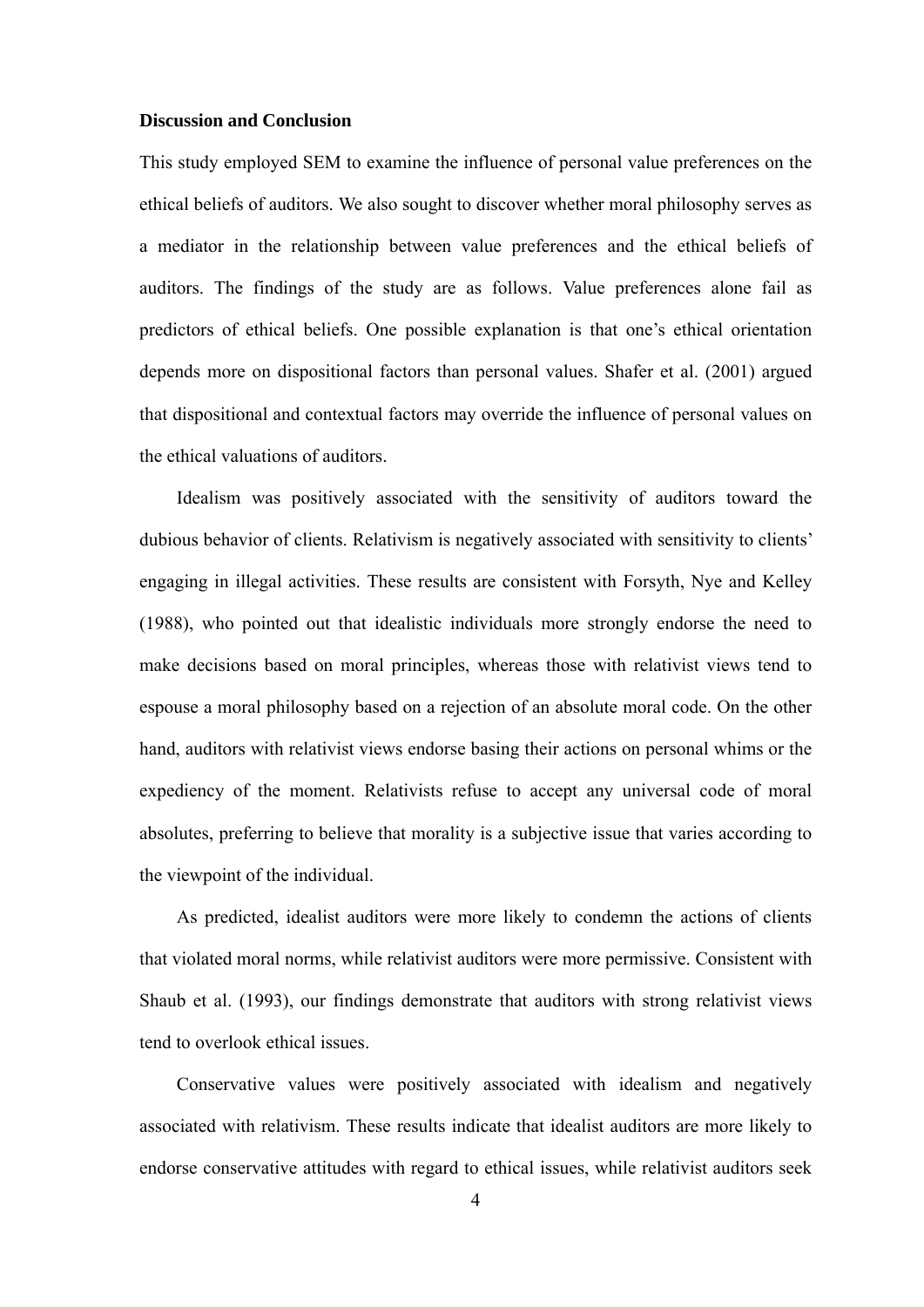**Discussion and Conclusion**

This study employed SEM to examine the influence of personal value preferences on the ethical beliefs of auditors. We also sought to discover whether moral philosophy serves as a mediator in the relationship between value preferences and the ethical beliefs of auditors. The findings of the study are as follows. Value preferences alone fail as predictors of ethical beliefs. One possible explanation is that one's ethical orientation depends more on dispositional factors than personal values. Shafer et al. (2001) argued that dispositional and contextual factors may override the influence of personal values on the ethical valuations of auditors.

Idealism was positively associated with the sensitivity of auditors toward the dubious behavior of clients. Relativism is negatively associated with sensitivity to clients' engaging in illegal activities. These results are consistent with Forsyth, Nye and Kelley (1988), who pointed out that idealistic individuals more strongly endorse the need to make decisions based on moral principles, whereas those with relativist views tend to espouse a moral philosophy based on a rejection of an absolute moral code. On the other hand, auditors with relativist views endorse basing their actions on personal whims or the expediency of the moment. Relativists refuse to accept any universal code of moral absolutes, preferring to believe that morality is a subjective issue that varies according to the viewpoint of the individual.

As predicted, idealist auditors were more likely to condemn the actions of clients that violated moral norms, while relativist auditors were more permissive. Consistent with Shaub et al. (1993), our findings demonstrate that auditors with strong relativist views tend to overlook ethical issues.

Conservative values were positively associated with idealism and negatively associated with relativism. These results indicate that idealist auditors are more likely to endorse conservative attitudes with regard to ethical issues, while relativist auditors seek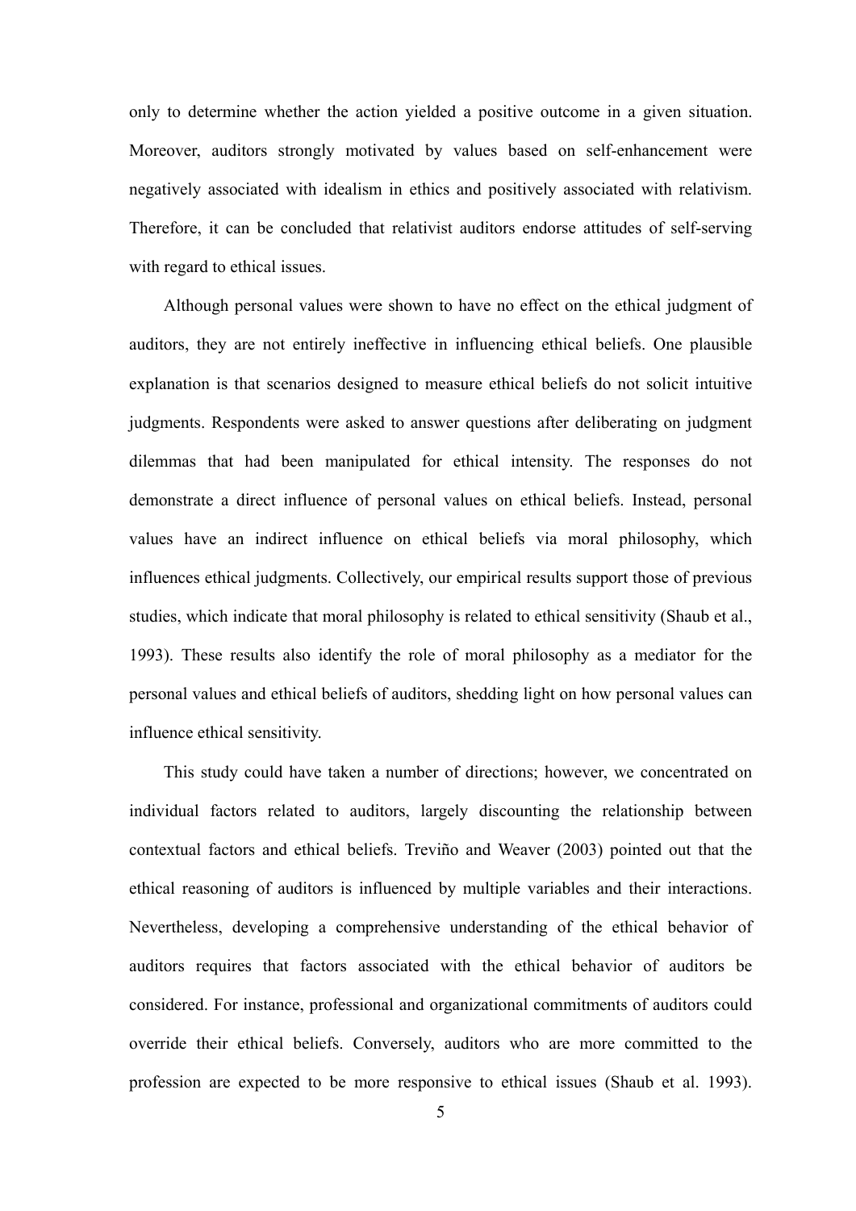only to determine whether the action yielded a positive outcome in a given situation. Moreover, auditors strongly motivated by values based on self-enhancement were negatively associated with idealism in ethics and positively associated with relativism. Therefore, it can be concluded that relativist auditors endorse attitudes of self-serving with regard to ethical issues.

Although personal values were shown to have no effect on the ethical judgment of auditors, they are not entirely ineffective in influencing ethical beliefs. One plausible explanation is that scenarios designed to measure ethical beliefs do not solicit intuitive judgments. Respondents were asked to answer questions after deliberating on judgment dilemmas that had been manipulated for ethical intensity. The responses do not demonstrate a direct influence of personal values on ethical beliefs. Instead, personal values have an indirect influence on ethical beliefs via moral philosophy, which influences ethical judgments. Collectively, our empirical results support those of previous studies, which indicate that moral philosophy is related to ethical sensitivity (Shaub et al., 1993). These results also identify the role of moral philosophy as a mediator for the personal values and ethical beliefs of auditors, shedding light on how personal values can influence ethical sensitivity.

This study could have taken a number of directions; however, we concentrated on individual factors related to auditors, largely discounting the relationship between contextual factors and ethical beliefs. Treviño and Weaver (2003) pointed out that the ethical reasoning of auditors is influenced by multiple variables and their interactions. Nevertheless, developing a comprehensive understanding of the ethical behavior of auditors requires that factors associated with the ethical behavior of auditors be considered. For instance, professional and organizational commitments of auditors could override their ethical beliefs. Conversely, auditors who are more committed to the profession are expected to be more responsive to ethical issues (Shaub et al. 1993).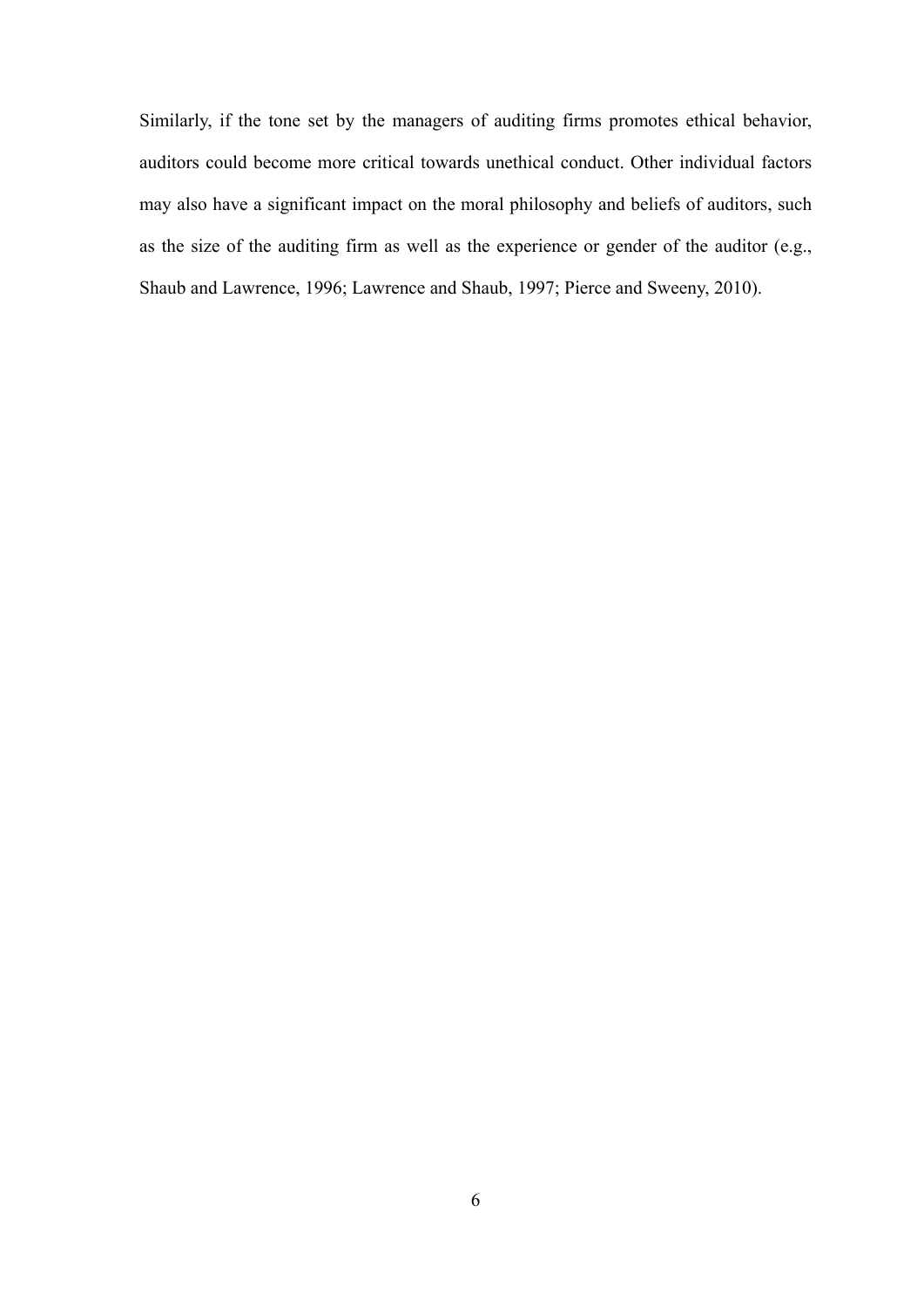Similarly, if the tone set by the managers of auditing firms promotes ethical behavior, auditors could become more critical towards unethical conduct. Other individual factors may also have a significant impact on the moral philosophy and beliefs of auditors, such as the size of the auditing firm as well as the experience or gender of the auditor (e.g., Shaub and Lawrence, 1996; Lawrence and Shaub, 1997; Pierce and Sweeny, 2010).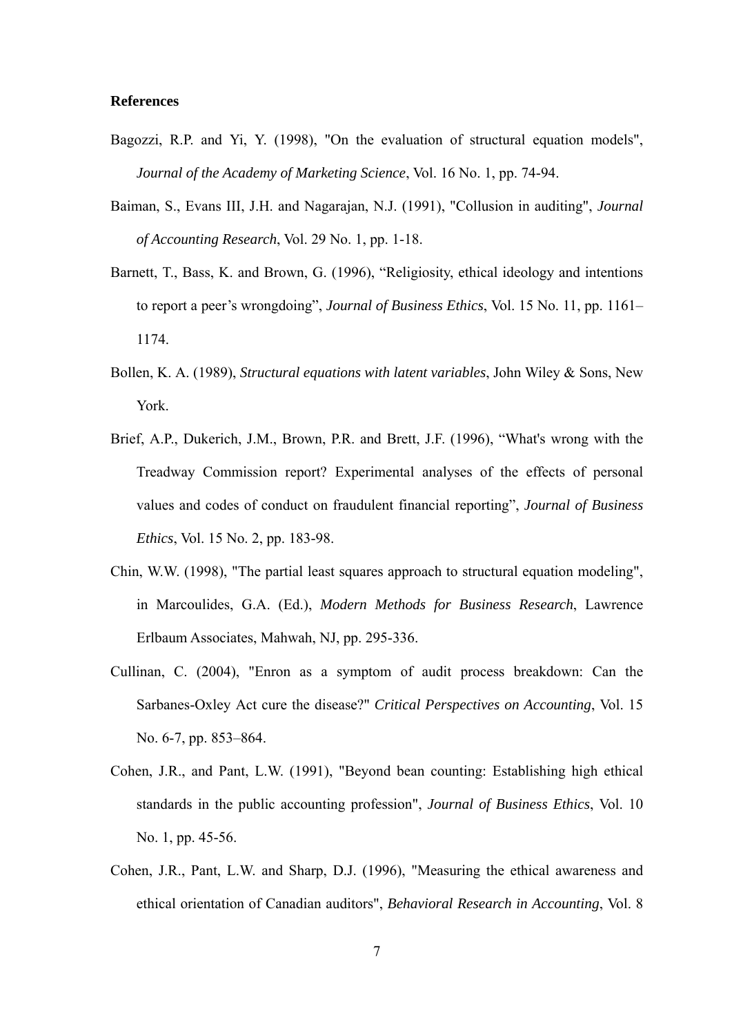**References**

Bagozzi, R.P. and Yi, Y. (1998), "On the evaluation of structural equation models", *Journal of the Academy of Marketing Science*, Vol. 16 No. 1, pp. 74-94.

Baiman, S., Evans III, J.H. and Nagarajan, N.J. (1991), "Collusion in auditing", *Journal of Accounting Research*, Vol. 29 No. 1, pp. 1-18.

Barnett, T., Bass, K. and Brown, G. (1996), "Religiosity, ethical ideology and intentions to report a peer's wrongdoing", *Journal of Business Ethics*, Vol. 15 No. 11, pp. 1161–1174.

Bollen, K. A. (1989), *Structural equations with latent variables*, John Wiley & Sons, New York.

Brief, A.P., Dukerich, J.M., Brown, P.R. and Brett, J.F. (1996), "What's wrong with the Treadway Commission report? Experimental analyses of the effects of personal values and codes of conduct on fraudulent financial reporting", *Journal of Business Ethics*, Vol. 15 No. 2, pp. 183-98.

Chin, W.W. (1998), "The partial least squares approach to structural equation modeling", in Marcoulides, G.A. (Ed.), *Modern Methods for Business Research*, Lawrence Erlbaum Associates, Mahwah, NJ, pp. 295-336.

Cullinan, C. (2004), "Enron as a symptom of audit process breakdown: Can the Sarbanes-Oxley Act cure the disease?" *Critical Perspectives on Accounting*, Vol. 15 No. 6-7, pp. 853–864.

Cohen, J.R., and Pant, L.W. (1991), "Beyond bean counting: Establishing high ethical standards in the public accounting profession", *Journal of Business Ethics*, Vol. 10 No. 1, pp. 45-56.

Cohen, J.R., Pant, L.W. and Sharp, D.J. (1996), "Measuring the ethical awareness and ethical orientation of Canadian auditors", *Behavioral Research in Accounting*, Vol. 8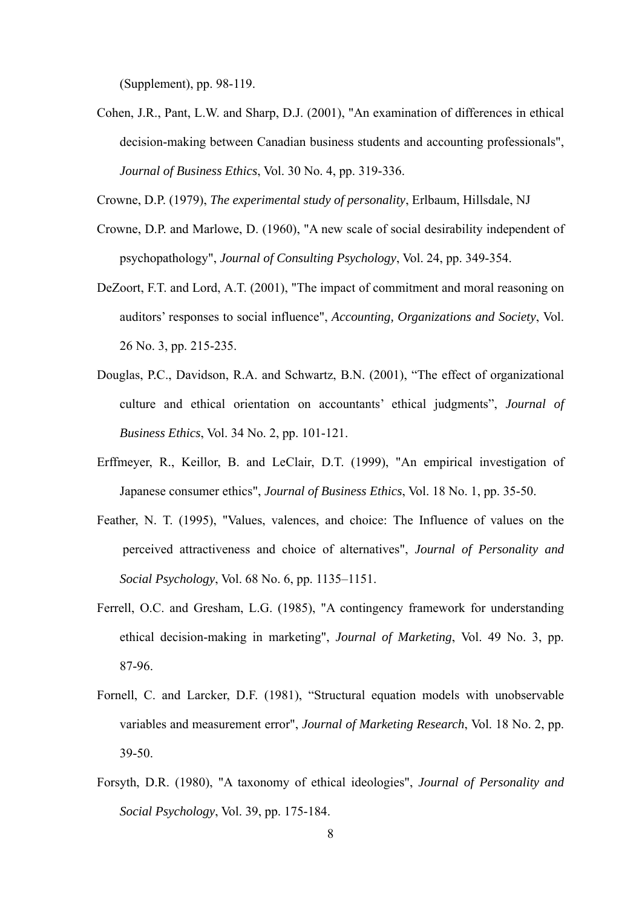(Supplement), pp. 98-119.

Cohen, J.R., Pant, L.W. and Sharp, D.J. (2001), "An examination of differences in ethical decision-making between Canadian business students and accounting professionals", *Journal of Business Ethics*, Vol. 30 No. 4, pp. 319-336.

Crowne, D.P. (1979), *The experimental study of personality*, Erlbaum, Hillsdale, NJ

Crowne, D.P. and Marlowe, D. (1960), "A new scale of social desirability independent of psychopathology", *Journal of Consulting Psychology*, Vol. 24, pp. 349-354.

DeZoort, F.T. and Lord, A.T. (2001), "The impact of commitment and moral reasoning on auditors' responses to social influence", *Accounting, Organizations and Society*, Vol. 26 No. 3, pp. 215-235.

Douglas, P.C., Davidson, R.A. and Schwartz, B.N. (2001), "The effect of organizational culture and ethical orientation on accountants' ethical judgments", *Journal of Business Ethics*, Vol. 34 No. 2, pp. 101-121.

Erffmeyer, R., Keillor, B. and LeClair, D.T. (1999), "An empirical investigation of Japanese consumer ethics", *Journal of Business Ethics*, Vol. 18 No. 1, pp. 35-50.

Feather, N. T. (1995), "Values, valences, and choice: The Influence of values on the perceived attractiveness and choice of alternatives", *Journal of Personality and Social Psychology*, Vol. 68 No. 6, pp. 1135–1151.

Ferrell, O.C. and Gresham, L.G. (1985), "A contingency framework for understanding ethical decision-making in marketing", *Journal of Marketing*, Vol. 49 No. 3, pp. 87-96.

Fornell, C. and Larcker, D.F. (1981), "Structural equation models with unobservable variables and measurement error", *Journal of Marketing Research*, Vol. 18 No. 2, pp. 39-50.

Forsyth, D.R. (1980), "A taxonomy of ethical ideologies", *Journal of Personality and Social Psychology*, Vol. 39, pp. 175-184.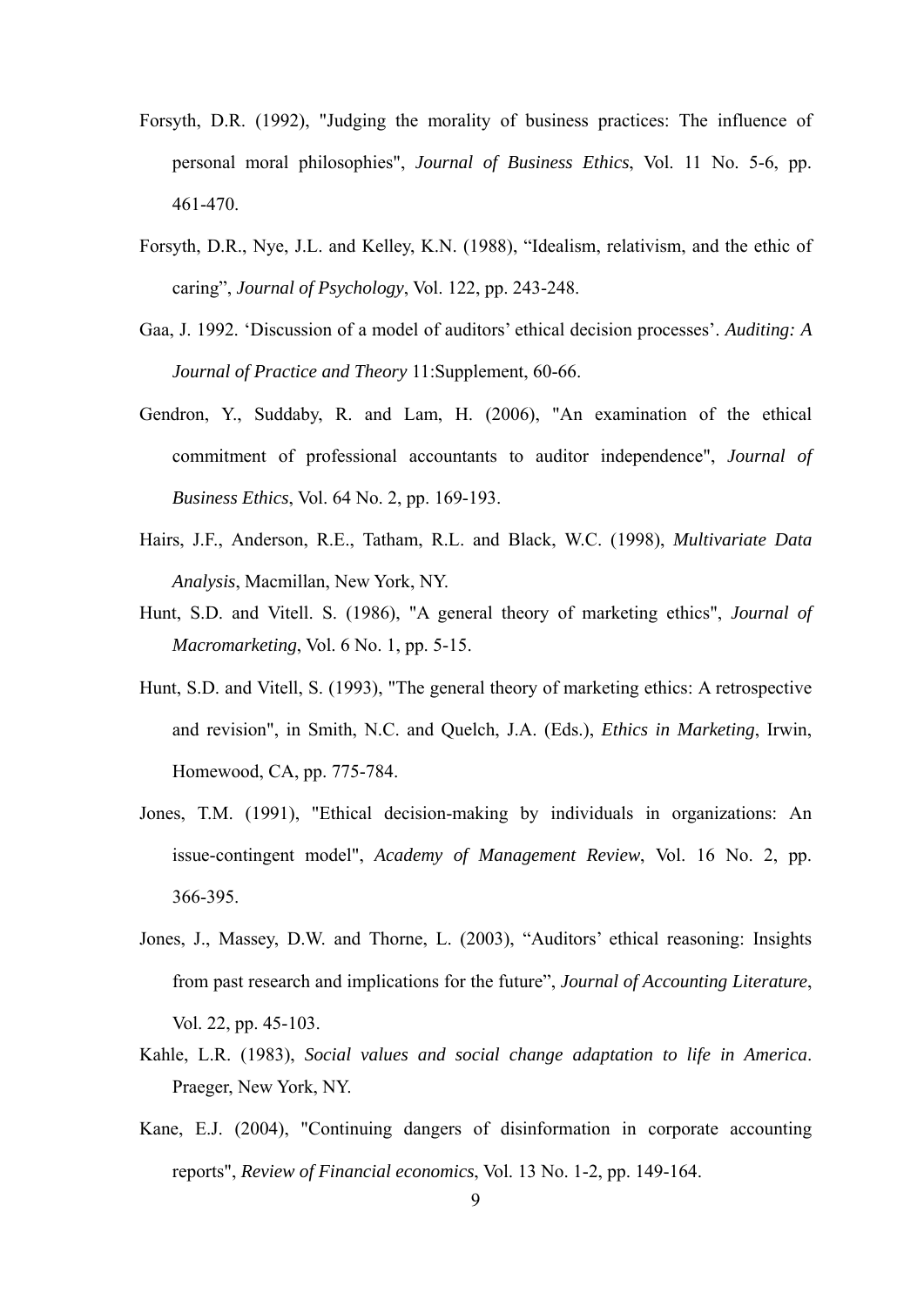Forsyth, D.R. (1992), "Judging the morality of business practices: The influence of personal moral philosophies", *Journal of Business Ethics*, Vol. 11 No. 5-6, pp. 461-470.

Forsyth, D.R., Nye, J.L. and Kelley, K.N. (1988), "Idealism, relativism, and the ethic of caring", *Journal of Psychology*, Vol. 122, pp. 243-248.

Gaa, J. 1992. 'Discussion of a model of auditors' ethical decision processes'. *Auditing: A Journal of Practice and Theory* 11:Supplement, 60-66.

Gendron, Y., Suddaby, R. and Lam, H. (2006), "An examination of the ethical commitment of professional accountants to auditor independence", *Journal of Business Ethics*, Vol. 64 No. 2, pp. 169-193.

Hairs, J.F., Anderson, R.E., Tatham, R.L. and Black, W.C. (1998), *Multivariate Data Analysis*, Macmillan, New York, NY.

Hunt, S.D. and Vitell. S. (1986), "A general theory of marketing ethics", *Journal of Macromarketing*, Vol. 6 No. 1, pp. 5-15.

Hunt, S.D. and Vitell, S. (1993), "The general theory of marketing ethics: A retrospective and revision", in Smith, N.C. and Quelch, J.A. (Eds.), *Ethics in Marketing*, Irwin, Homewood, CA, pp. 775-784.

Jones, T.M. (1991), "Ethical decision-making by individuals in organizations: An issue-contingent model", *Academy of Management Review*, Vol. 16 No. 2, pp. 366-395.

Jones, J., Massey, D.W. and Thorne, L. (2003), "Auditors' ethical reasoning: Insights from past research and implications for the future", *Journal of Accounting Literature*, Vol. 22, pp. 45-103.

Kahle, L.R. (1983), *Social values and social change adaptation to life in America*. Praeger, New York, NY.

Kane, E.J. (2004), "Continuing dangers of disinformation in corporate accounting reports", *Review of Financial economics*, Vol. 13 No. 1-2, pp. 149-164.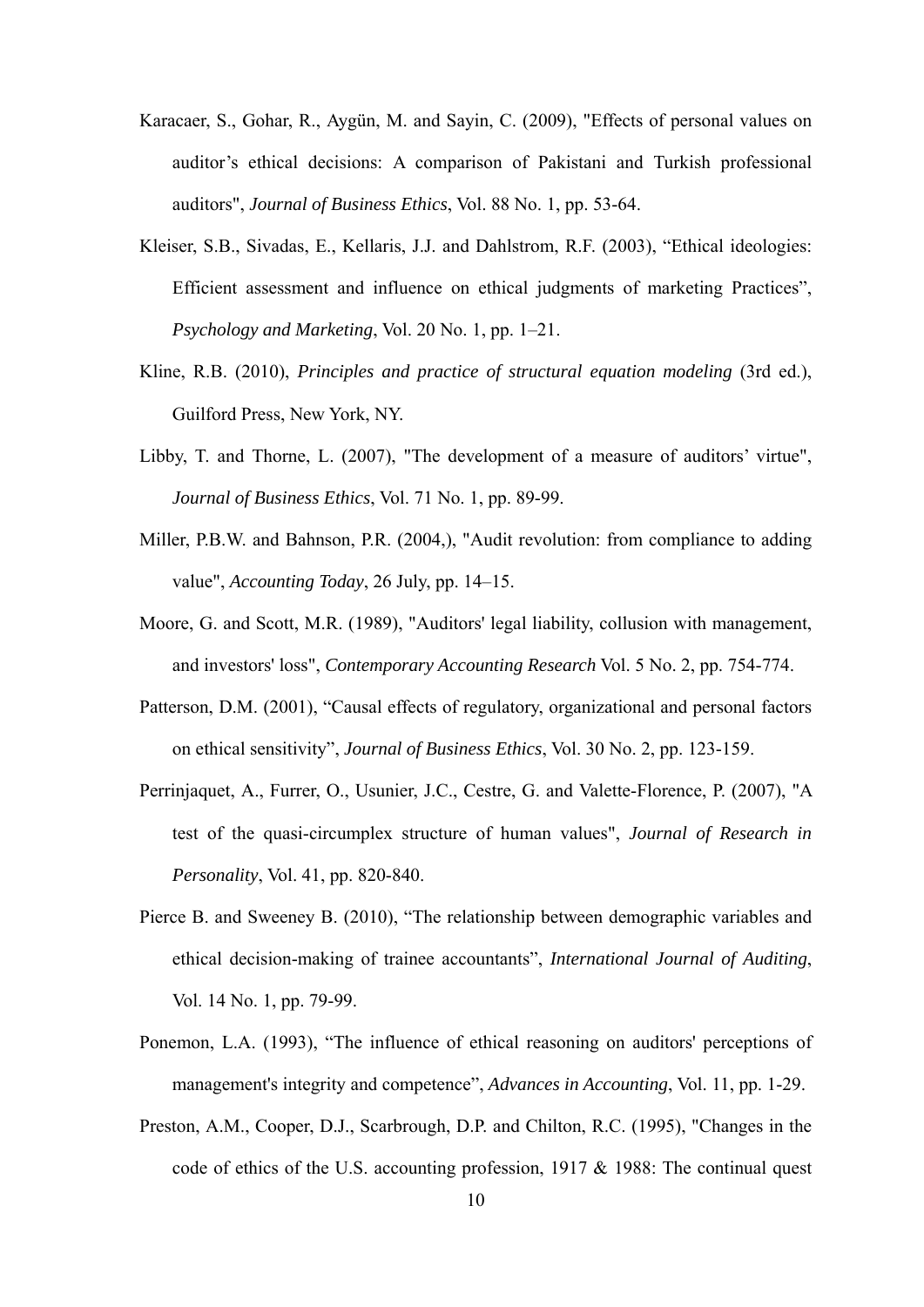Karacaer, S., Gohar, R., Aygün, M. and Sayin, C. (2009), "Effects of personal values on auditor's ethical decisions: A comparison of Pakistani and Turkish professional auditors", *Journal of Business Ethics*, Vol. 88 No. 1, pp. 53-64.

Kleiser, S.B., Sivadas, E., Kellaris, J.J. and Dahlstrom, R.F. (2003), "Ethical ideologies: Efficient assessment and influence on ethical judgments of marketing Practices", *Psychology and Marketing*, Vol. 20 No. 1, pp. 1–21.

Kline, R.B. (2010), *Principles and practice of structural equation modeling* (3rd ed.), Guilford Press, New York, NY.

Libby, T. and Thorne, L. (2007), "The development of a measure of auditors' virtue", *Journal of Business Ethics*, Vol. 71 No. 1, pp. 89-99.

Miller, P.B.W. and Bahnson, P.R. (2004,), "Audit revolution: from compliance to adding value", *Accounting Today*, 26 July, pp. 14–15.

Moore, G. and Scott, M.R. (1989), "Auditors' legal liability, collusion with management, and investors' loss", *Contemporary Accounting Research* Vol. 5 No. 2, pp. 754-774.

Patterson, D.M. (2001), "Causal effects of regulatory, organizational and personal factors on ethical sensitivity", *Journal of Business Ethics*, Vol. 30 No. 2, pp. 123-159.

Perrinjaquet, A., Furrer, O., Usunier, J.C., Cestre, G. and Valette-Florence, P. (2007), "A test of the quasi-circumplex structure of human values", *Journal of Research in Personality*, Vol. 41, pp. 820-840.

Pierce B. and Sweeney B. (2010), "The relationship between demographic variables and ethical decision-making of trainee accountants", *International Journal of Auditing*, Vol. 14 No. 1, pp. 79-99.

Ponemon, L.A. (1993), "The influence of ethical reasoning on auditors' perceptions of management's integrity and competence", *Advances in Accounting*, Vol. 11, pp. 1-29.

Preston, A.M., Cooper, D.J., Scarbrough, D.P. and Chilton, R.C. (1995), "Changes in the code of ethics of the U.S. accounting profession, 1917 & 1988: The continual quest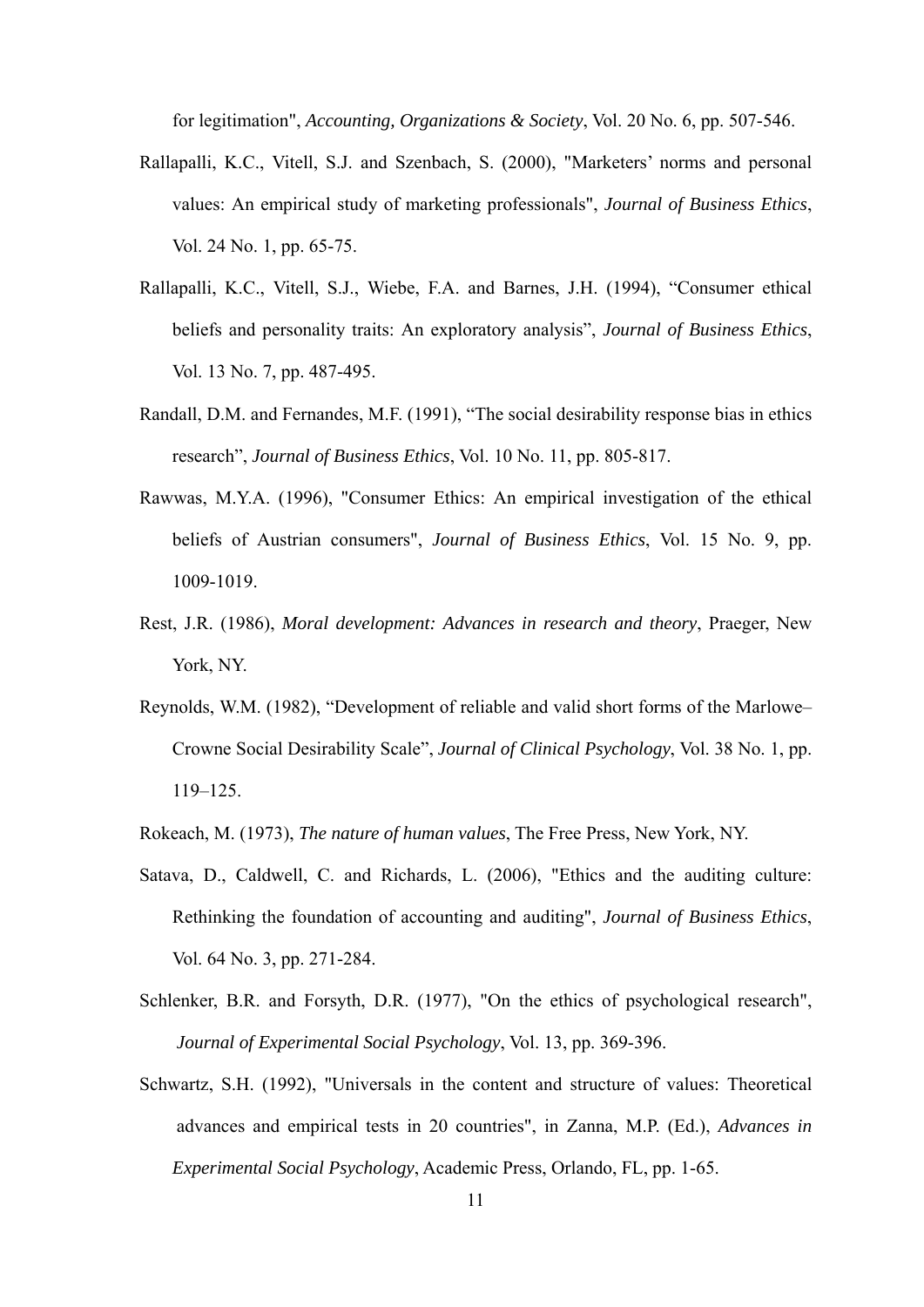for legitimation", *Accounting, Organizations & Society*, Vol. 20 No. 6, pp. 507-546.

Rallapalli, K.C., Vitell, S.J. and Szenbach, S. (2000), "Marketers' norms and personal values: An empirical study of marketing professionals", *Journal of Business Ethics*, Vol. 24 No. 1, pp. 65-75.

Rallapalli, K.C., Vitell, S.J., Wiebe, F.A. and Barnes, J.H. (1994), "Consumer ethical beliefs and personality traits: An exploratory analysis", *Journal of Business Ethics*, Vol. 13 No. 7, pp. 487-495.

Randall, D.M. and Fernandes, M.F. (1991), "The social desirability response bias in ethics research", *Journal of Business Ethics*, Vol. 10 No. 11, pp. 805-817.

Rawwas, M.Y.A. (1996), "Consumer Ethics: An empirical investigation of the ethical beliefs of Austrian consumers", *Journal of Business Ethics*, Vol. 15 No. 9, pp. 1009-1019.

Rest, J.R. (1986), *Moral development: Advances in research and theory*, Praeger, New York, NY.

Reynolds, W.M. (1982), "Development of reliable and valid short forms of the Marlowe–Crowne Social Desirability Scale", *Journal of Clinical Psychology*, Vol. 38 No. 1, pp. 119–125.

Rokeach, M. (1973), *The nature of human values*, The Free Press, New York, NY.

Satava, D., Caldwell, C. and Richards, L. (2006), "Ethics and the auditing culture: Rethinking the foundation of accounting and auditing", *Journal of Business Ethics*, Vol. 64 No. 3, pp. 271-284.

Schlenker, B.R. and Forsyth, D.R. (1977), "On the ethics of psychological research", *Journal of Experimental Social Psychology*, Vol. 13, pp. 369-396.

Schwartz, S.H. (1992), "Universals in the content and structure of values: Theoretical advances and empirical tests in 20 countries", in Zanna, M.P. (Ed.), *Advances in Experimental Social Psychology*, Academic Press, Orlando, FL, pp. 1-65.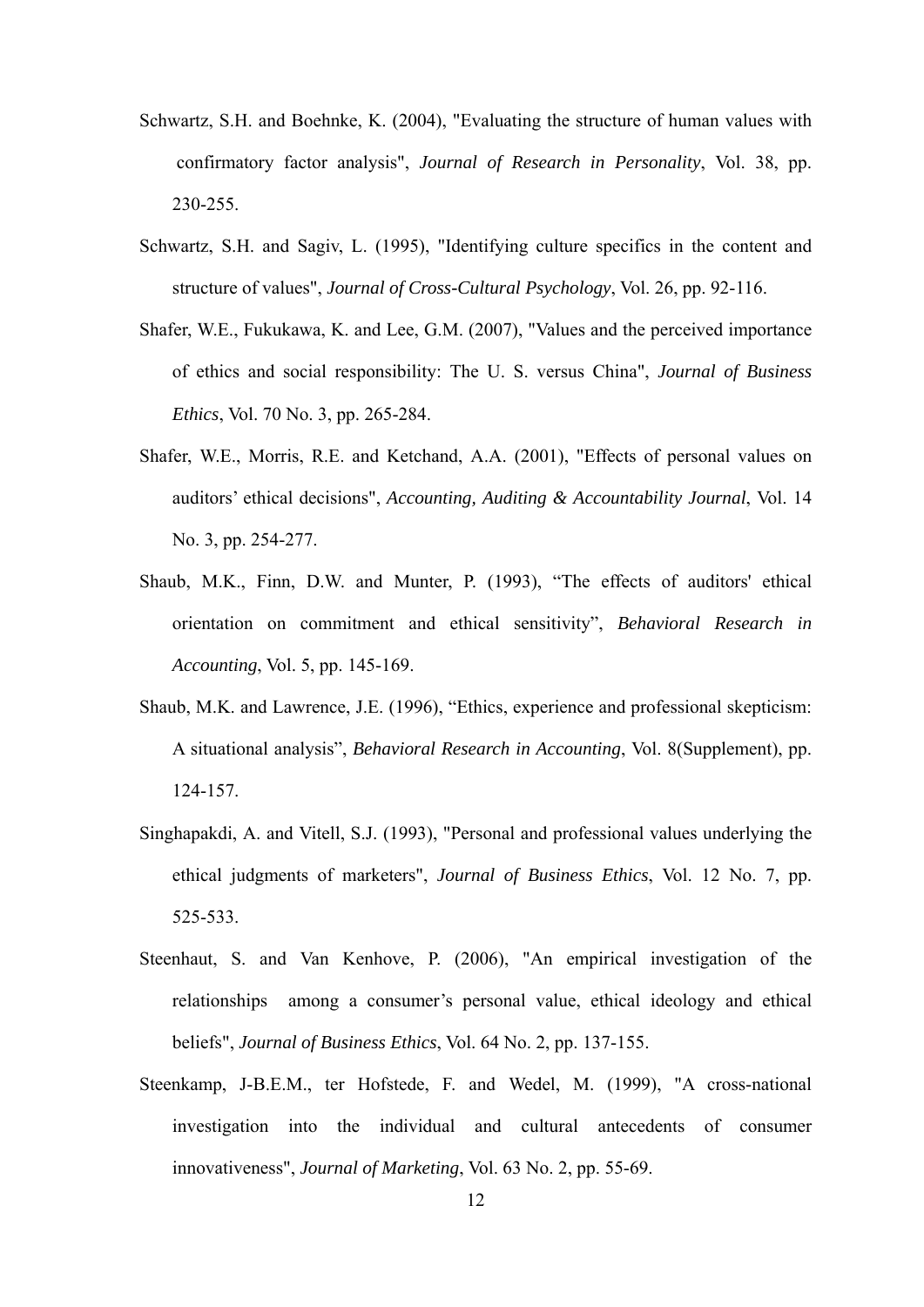Schwartz, S.H. and Boehnke, K. (2004), "Evaluating the structure of human values with confirmatory factor analysis", *Journal of Research in Personality*, Vol. 38, pp. 230-255.

Schwartz, S.H. and Sagiv, L. (1995), "Identifying culture specifics in the content and structure of values", *Journal of Cross-Cultural Psychology*, Vol. 26, pp. 92-116.

Shafer, W.E., Fukukawa, K. and Lee, G.M. (2007), "Values and the perceived importance of ethics and social responsibility: The U. S. versus China", *Journal of Business Ethics*, Vol. 70 No. 3, pp. 265-284.

Shafer, W.E., Morris, R.E. and Ketchand, A.A. (2001), "Effects of personal values on auditors' ethical decisions", *Accounting, Auditing & Accountability Journal*, Vol. 14 No. 3, pp. 254-277.

Shaub, M.K., Finn, D.W. and Munter, P. (1993), "The effects of auditors' ethical orientation on commitment and ethical sensitivity", *Behavioral Research in Accounting*, Vol. 5, pp. 145-169.

Shaub, M.K. and Lawrence, J.E. (1996), "Ethics, experience and professional skepticism: A situational analysis", *Behavioral Research in Accounting*, Vol. 8(Supplement), pp. 124-157.

Singhapakdi, A. and Vitell, S.J. (1993), "Personal and professional values underlying the ethical judgments of marketers", *Journal of Business Ethics*, Vol. 12 No. 7, pp. 525-533.

Steenhaut, S. and Van Kenhove, P. (2006), "An empirical investigation of the relationships among a consumer's personal value, ethical ideology and ethical beliefs", *Journal of Business Ethics*, Vol. 64 No. 2, pp. 137-155.

Steenkamp, J-B.E.M., ter Hofstede, F. and Wedel, M. (1999), "A cross-national investigation into the individual and cultural antecedents of consumer innovativeness", *Journal of Marketing*, Vol. 63 No. 2, pp. 55-69.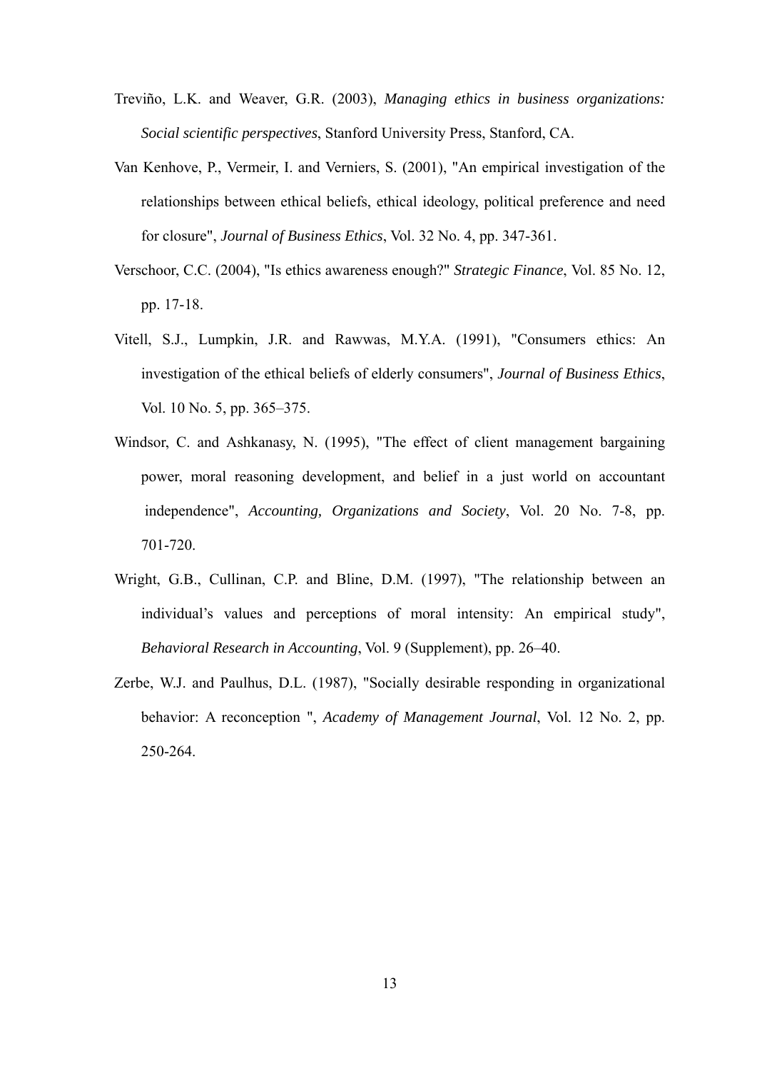Treviño, L.K. and Weaver, G.R. (2003), *Managing ethics in business organizations: Social scientific perspectives*, Stanford University Press, Stanford, CA.

Van Kenhove, P., Vermeir, I. and Verniers, S. (2001), "An empirical investigation of the relationships between ethical beliefs, ethical ideology, political preference and need for closure", *Journal of Business Ethics*, Vol. 32 No. 4, pp. 347-361.

Verschoor, C.C. (2004), "Is ethics awareness enough?" *Strategic Finance*, Vol. 85 No. 12, pp. 17-18.

Vitell, S.J., Lumpkin, J.R. and Rawwas, M.Y.A. (1991), "Consumers ethics: An investigation of the ethical beliefs of elderly consumers", *Journal of Business Ethics*, Vol. 10 No. 5, pp. 365–375.

Windsor, C. and Ashkanasy, N. (1995), "The effect of client management bargaining power, moral reasoning development, and belief in a just world on accountant independence", *Accounting, Organizations and Society*, Vol. 20 No. 7-8, pp. 701-720.

Wright, G.B., Cullinan, C.P. and Bline, D.M. (1997), "The relationship between an individual's values and perceptions of moral intensity: An empirical study", *Behavioral Research in Accounting*, Vol. 9 (Supplement), pp. 26–40.

Zerbe, W.J. and Paulhus, D.L. (1987), "Socially desirable responding in organizational behavior: A reconception ", *Academy of Management Journal*, Vol. 12 No. 2, pp. 250-264.